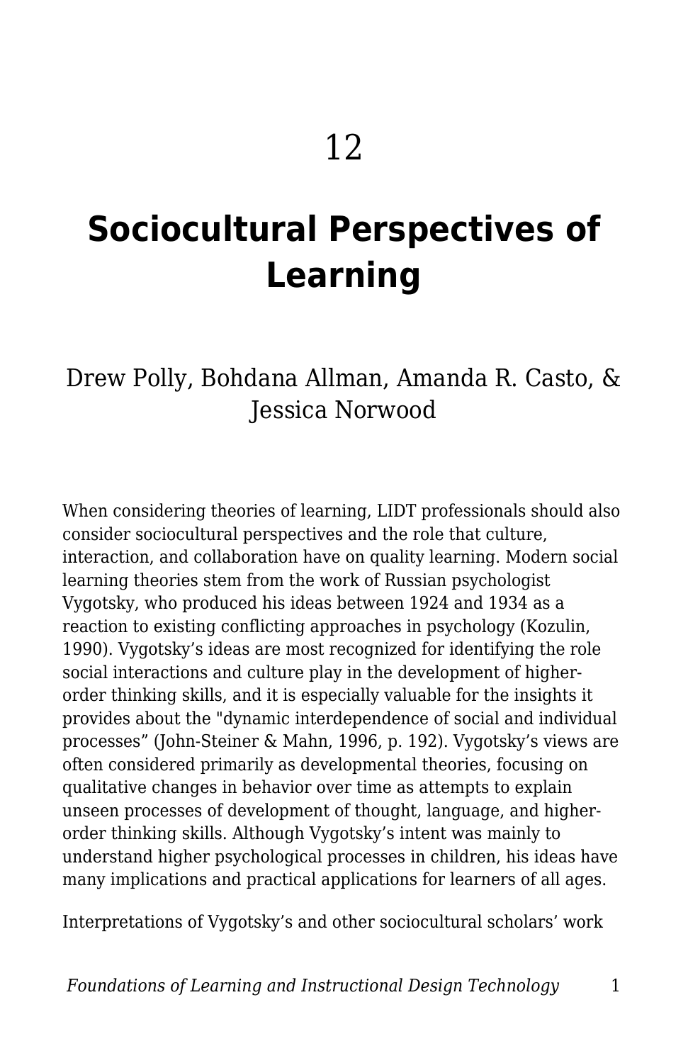12

# Sociocultural Perspectives of Learning

Drew Polly, Bohdana Allman, Amanda R. Casto, & Jessica Norwood

When considering theories of learning, LIDT professionals should also consider sociocultural perspectives and the role that culture, interaction, and collaboration have on quality learning. Modern social learning theories stem from the work of Russian psychologist Vygotsky, who produced his ideas between 1924 and 1934 as a reaction to existing conflicting approaches in psychology (Kozulin, 1990). Vygotsky's ideas are most recognized for identifying the role social interactions and culture play in the development of higher-order thinking skills, and it is especially valuable for the insights it provides about the "dynamic interdependence of social and individual processes" (John-Steiner & Mahn, 1996, p. 192). Vygotsky's views are often considered primarily as developmental theories, focusing on qualitative changes in behavior over time as attempts to explain unseen processes of development of thought, language, and higher-order thinking skills. Although Vygotsky's intent was mainly to understand higher psychological processes in children, his ideas have many implications and practical applications for learners of all ages.

Interpretations of Vygotsky's and other sociocultural scholars' work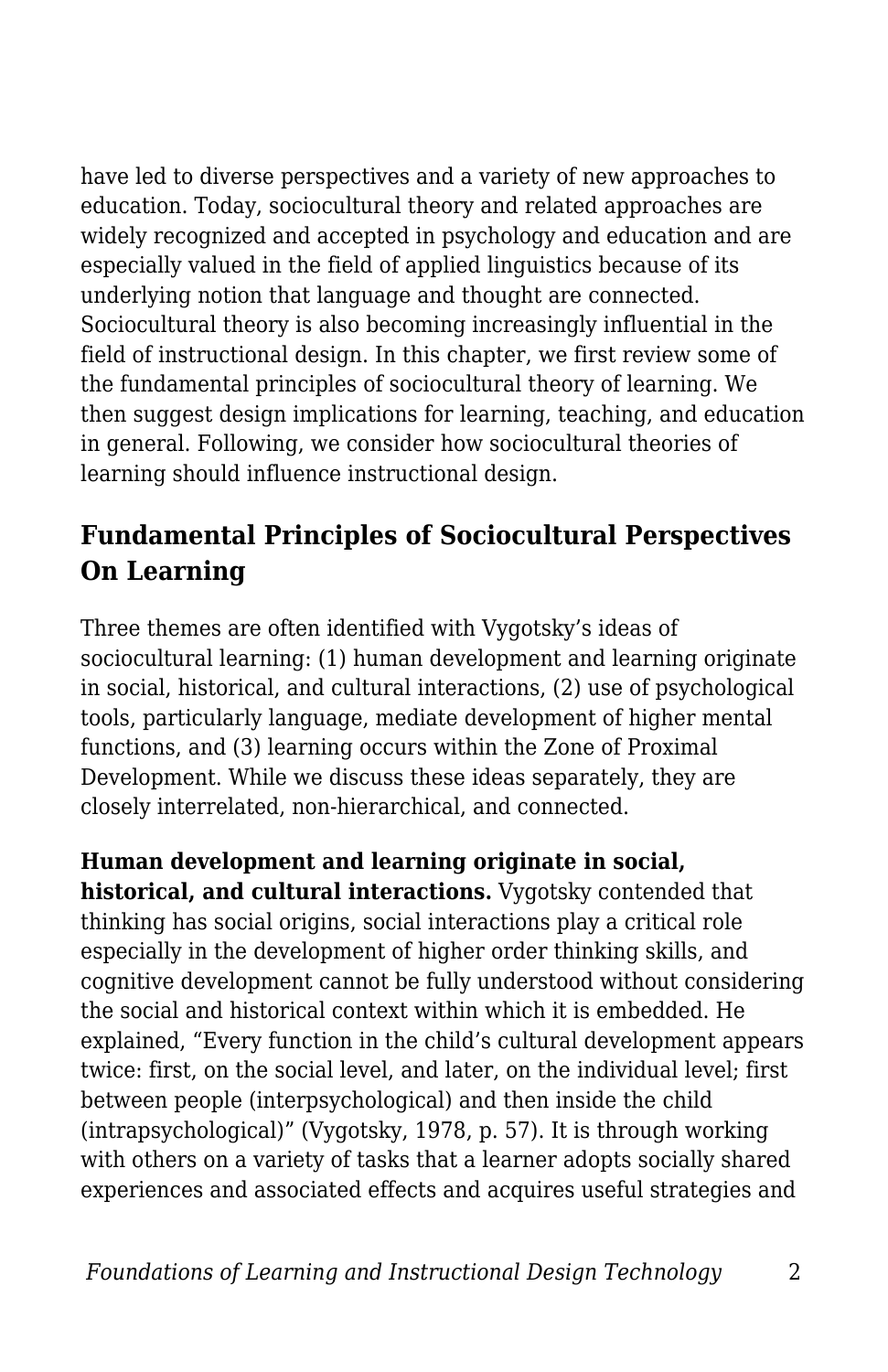have led to diverse perspectives and a variety of new approaches to education. Today, sociocultural theory and related approaches are widely recognized and accepted in psychology and education and are especially valued in the field of applied linguistics because of its underlying notion that language and thought are connected. Sociocultural theory is also becoming increasingly influential in the field of instructional design. In this chapter, we first review some of the fundamental principles of sociocultural theory of learning. We then suggest design implications for learning, teaching, and education in general. Following, we consider how sociocultural theories of learning should influence instructional design.

## Fundamental Principles of Sociocultural Perspectives On Learning

Three themes are often identified with Vygotsky's ideas of sociocultural learning: (1) human development and learning originate in social, historical, and cultural interactions, (2) use of psychological tools, particularly language, mediate development of higher mental functions, and (3) learning occurs within the Zone of Proximal Development. While we discuss these ideas separately, they are closely interrelated, non-hierarchical, and connected.

**Human development and learning originate in social, historical, and cultural interactions.** Vygotsky contended that thinking has social origins, social interactions play a critical role especially in the development of higher order thinking skills, and cognitive development cannot be fully understood without considering the social and historical context within which it is embedded. He explained, "Every function in the child's cultural development appears twice: first, on the social level, and later, on the individual level; first between people (interpsychological) and then inside the child (intrapsychological)" (Vygotsky, 1978, p. 57). It is through working with others on a variety of tasks that a learner adopts socially shared experiences and associated effects and acquires useful strategies and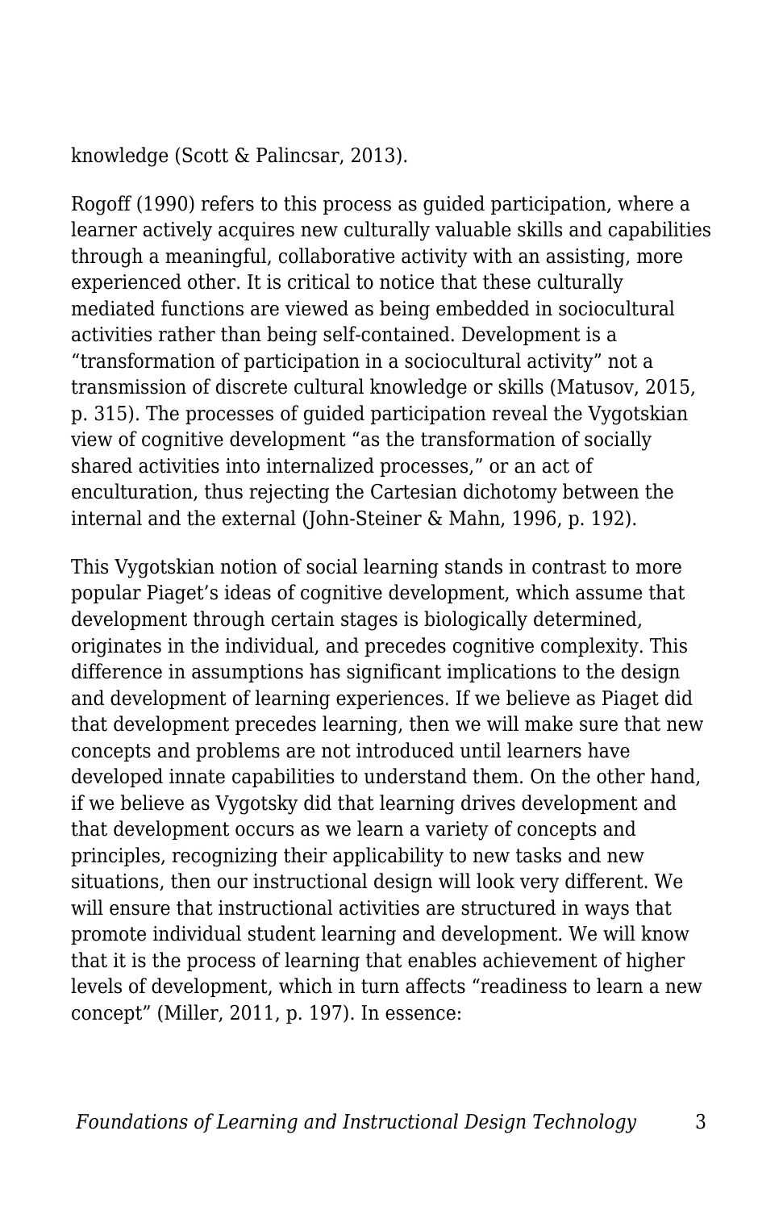knowledge (Scott & Palincsar, 2013).

Rogoff (1990) refers to this process as guided participation, where a learner actively acquires new culturally valuable skills and capabilities through a meaningful, collaborative activity with an assisting, more experienced other. It is critical to notice that these culturally mediated functions are viewed as being embedded in sociocultural activities rather than being self-contained. Development is a "transformation of participation in a sociocultural activity" not a transmission of discrete cultural knowledge or skills (Matusov, 2015, p. 315). The processes of guided participation reveal the Vygotskian view of cognitive development "as the transformation of socially shared activities into internalized processes," or an act of enculturation, thus rejecting the Cartesian dichotomy between the internal and the external (John-Steiner & Mahn, 1996, p. 192).

This Vygotskian notion of social learning stands in contrast to more popular Piaget's ideas of cognitive development, which assume that development through certain stages is biologically determined, originates in the individual, and precedes cognitive complexity. This difference in assumptions has significant implications to the design and development of learning experiences. If we believe as Piaget did that development precedes learning, then we will make sure that new concepts and problems are not introduced until learners have developed innate capabilities to understand them. On the other hand, if we believe as Vygotsky did that learning drives development and that development occurs as we learn a variety of concepts and principles, recognizing their applicability to new tasks and new situations, then our instructional design will look very different. We will ensure that instructional activities are structured in ways that promote individual student learning and development. We will know that it is the process of learning that enables achievement of higher levels of development, which in turn affects "readiness to learn a new concept" (Miller, 2011, p. 197). In essence: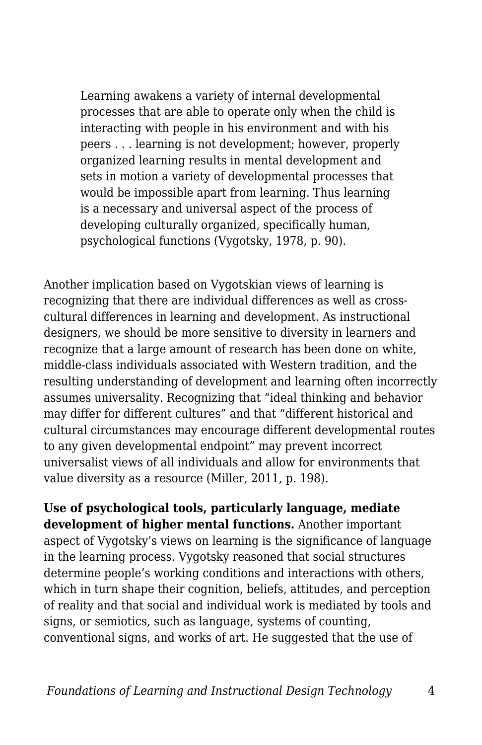> Learning awakens a variety of internal developmental processes that are able to operate only when the child is interacting with people in his environment and with his peers . . . learning is not development; however, properly organized learning results in mental development and sets in motion a variety of developmental processes that would be impossible apart from learning. Thus learning is a necessary and universal aspect of the process of developing culturally organized, specifically human, psychological functions (Vygotsky, 1978, p. 90).

Another implication based on Vygotskian views of learning is recognizing that there are individual differences as well as cross-cultural differences in learning and development. As instructional designers, we should be more sensitive to diversity in learners and recognize that a large amount of research has been done on white, middle-class individuals associated with Western tradition, and the resulting understanding of development and learning often incorrectly assumes universality. Recognizing that "ideal thinking and behavior may differ for different cultures" and that "different historical and cultural circumstances may encourage different developmental routes to any given developmental endpoint" may prevent incorrect universalist views of all individuals and allow for environments that value diversity as a resource (Miller, 2011, p. 198).

**Use of psychological tools, particularly language, mediate development of higher mental functions.** Another important aspect of Vygotsky's views on learning is the significance of language in the learning process. Vygotsky reasoned that social structures determine people's working conditions and interactions with others, which in turn shape their cognition, beliefs, attitudes, and perception of reality and that social and individual work is mediated by tools and signs, or semiotics, such as language, systems of counting, conventional signs, and works of art. He suggested that the use of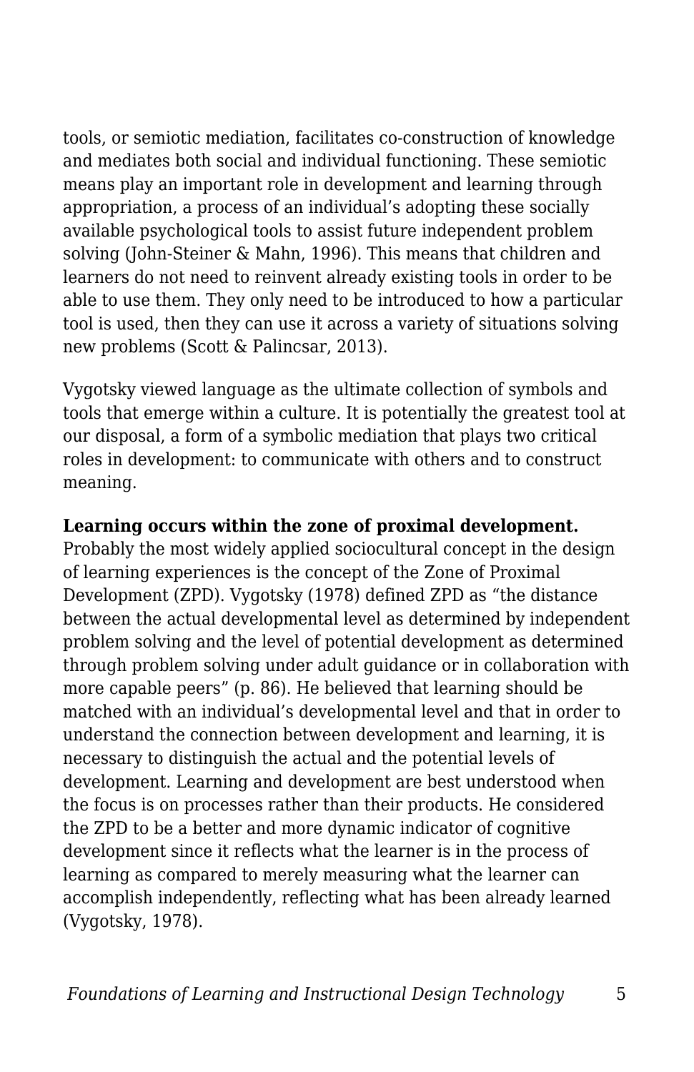tools, or semiotic mediation, facilitates co-construction of knowledge and mediates both social and individual functioning. These semiotic means play an important role in development and learning through appropriation, a process of an individual's adopting these socially available psychological tools to assist future independent problem solving (John-Steiner & Mahn, 1996). This means that children and learners do not need to reinvent already existing tools in order to be able to use them. They only need to be introduced to how a particular tool is used, then they can use it across a variety of situations solving new problems (Scott & Palincsar, 2013).

Vygotsky viewed language as the ultimate collection of symbols and tools that emerge within a culture. It is potentially the greatest tool at our disposal, a form of a symbolic mediation that plays two critical roles in development: to communicate with others and to construct meaning.

**Learning occurs within the zone of proximal development.** Probably the most widely applied sociocultural concept in the design of learning experiences is the concept of the Zone of Proximal Development (ZPD). Vygotsky (1978) defined ZPD as "the distance between the actual developmental level as determined by independent problem solving and the level of potential development as determined through problem solving under adult guidance or in collaboration with more capable peers" (p. 86). He believed that learning should be matched with an individual's developmental level and that in order to understand the connection between development and learning, it is necessary to distinguish the actual and the potential levels of development. Learning and development are best understood when the focus is on processes rather than their products. He considered the ZPD to be a better and more dynamic indicator of cognitive development since it reflects what the learner is in the process of learning as compared to merely measuring what the learner can accomplish independently, reflecting what has been already learned (Vygotsky, 1978).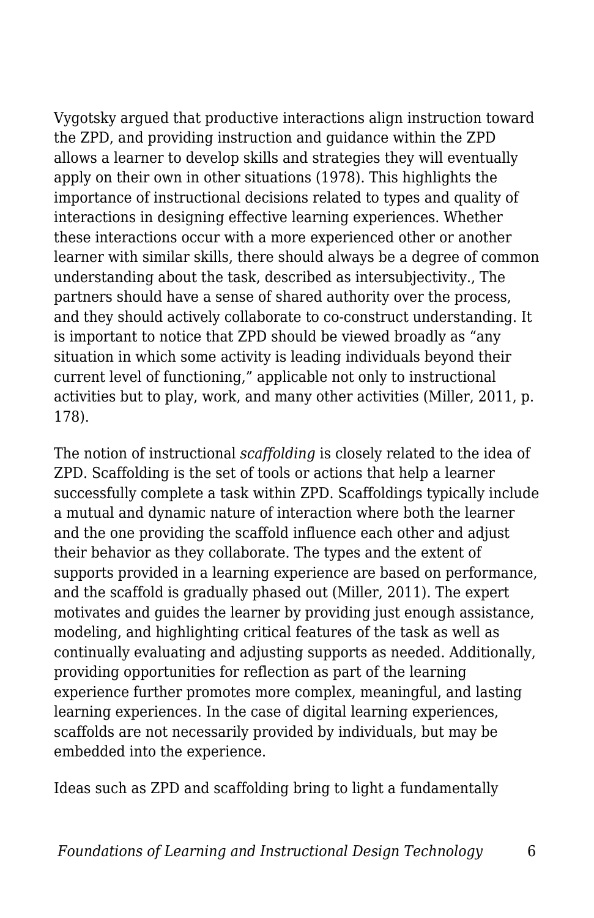Vygotsky argued that productive interactions align instruction toward the ZPD, and providing instruction and guidance within the ZPD allows a learner to develop skills and strategies they will eventually apply on their own in other situations (1978). This highlights the importance of instructional decisions related to types and quality of interactions in designing effective learning experiences. Whether these interactions occur with a more experienced other or another learner with similar skills, there should always be a degree of common understanding about the task, described as intersubjectivity., The partners should have a sense of shared authority over the process, and they should actively collaborate to co-construct understanding. It is important to notice that ZPD should be viewed broadly as "any situation in which some activity is leading individuals beyond their current level of functioning," applicable not only to instructional activities but to play, work, and many other activities (Miller, 2011, p. 178).

The notion of instructional *scaffolding* is closely related to the idea of ZPD. Scaffolding is the set of tools or actions that help a learner successfully complete a task within ZPD. Scaffoldings typically include a mutual and dynamic nature of interaction where both the learner and the one providing the scaffold influence each other and adjust their behavior as they collaborate. The types and the extent of supports provided in a learning experience are based on performance, and the scaffold is gradually phased out (Miller, 2011). The expert motivates and guides the learner by providing just enough assistance, modeling, and highlighting critical features of the task as well as continually evaluating and adjusting supports as needed. Additionally, providing opportunities for reflection as part of the learning experience further promotes more complex, meaningful, and lasting learning experiences. In the case of digital learning experiences, scaffolds are not necessarily provided by individuals, but may be embedded into the experience.

Ideas such as ZPD and scaffolding bring to light a fundamentally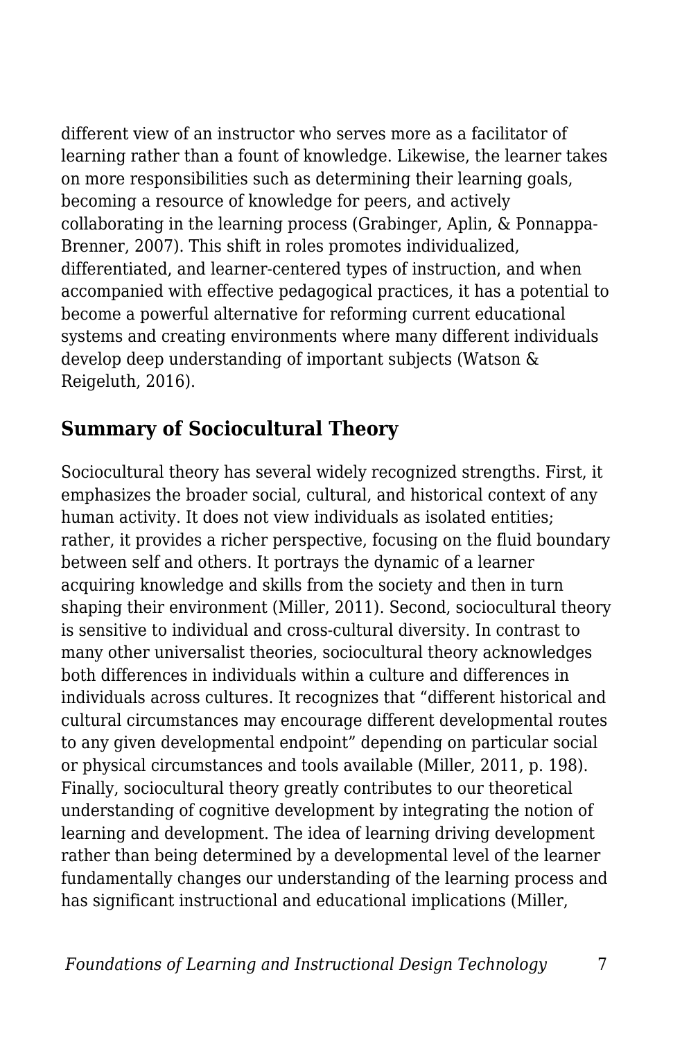different view of an instructor who serves more as a facilitator of learning rather than a fount of knowledge. Likewise, the learner takes on more responsibilities such as determining their learning goals, becoming a resource of knowledge for peers, and actively collaborating in the learning process (Grabinger, Aplin, & Ponnappa-Brenner, 2007). This shift in roles promotes individualized, differentiated, and learner-centered types of instruction, and when accompanied with effective pedagogical practices, it has a potential to become a powerful alternative for reforming current educational systems and creating environments where many different individuals develop deep understanding of important subjects (Watson & Reigeluth, 2016).

## Summary of Sociocultural Theory

Sociocultural theory has several widely recognized strengths. First, it emphasizes the broader social, cultural, and historical context of any human activity. It does not view individuals as isolated entities; rather, it provides a richer perspective, focusing on the fluid boundary between self and others. It portrays the dynamic of a learner acquiring knowledge and skills from the society and then in turn shaping their environment (Miller, 2011). Second, sociocultural theory is sensitive to individual and cross-cultural diversity. In contrast to many other universalist theories, sociocultural theory acknowledges both differences in individuals within a culture and differences in individuals across cultures. It recognizes that "different historical and cultural circumstances may encourage different developmental routes to any given developmental endpoint" depending on particular social or physical circumstances and tools available (Miller, 2011, p. 198). Finally, sociocultural theory greatly contributes to our theoretical understanding of cognitive development by integrating the notion of learning and development. The idea of learning driving development rather than being determined by a developmental level of the learner fundamentally changes our understanding of the learning process and has significant instructional and educational implications (Miller,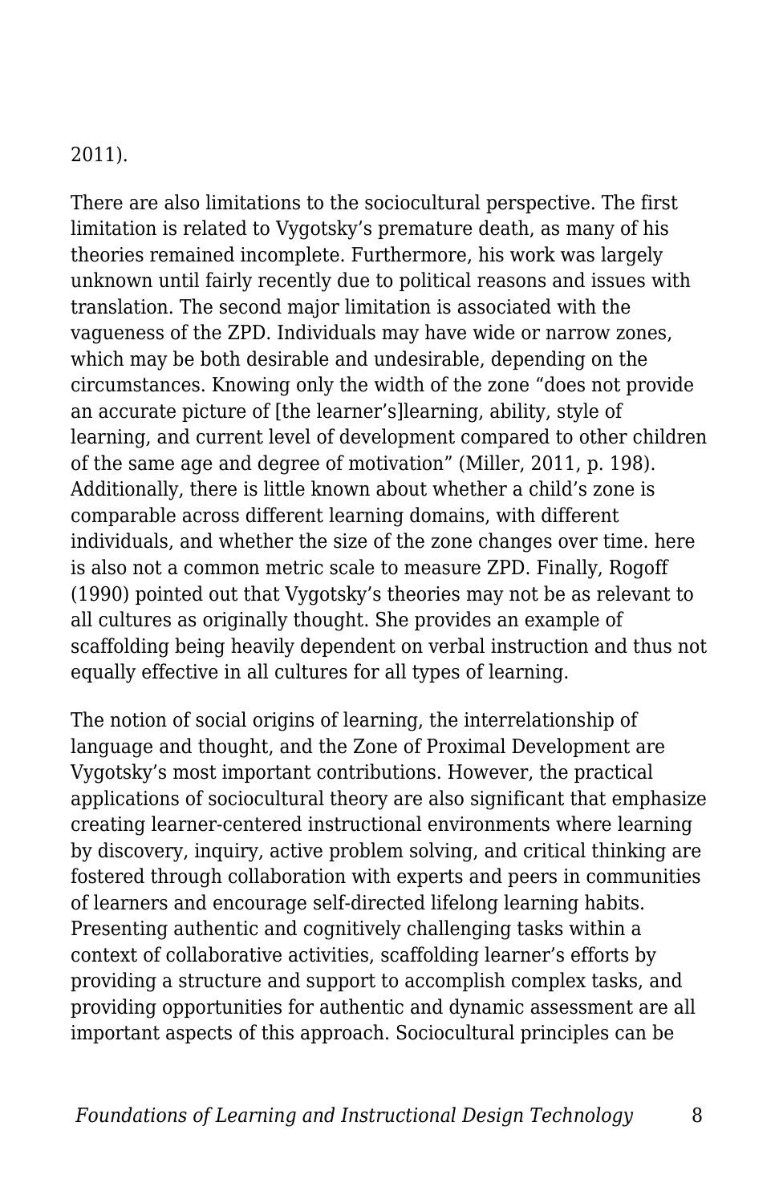2011).

There are also limitations to the sociocultural perspective. The first limitation is related to Vygotsky's premature death, as many of his theories remained incomplete. Furthermore, his work was largely unknown until fairly recently due to political reasons and issues with translation. The second major limitation is associated with the vagueness of the ZPD. Individuals may have wide or narrow zones, which may be both desirable and undesirable, depending on the circumstances. Knowing only the width of the zone "does not provide an accurate picture of [the learner's]learning, ability, style of learning, and current level of development compared to other children of the same age and degree of motivation" (Miller, 2011, p. 198). Additionally, there is little known about whether a child's zone is comparable across different learning domains, with different individuals, and whether the size of the zone changes over time. here is also not a common metric scale to measure ZPD. Finally, Rogoff (1990) pointed out that Vygotsky's theories may not be as relevant to all cultures as originally thought. She provides an example of scaffolding being heavily dependent on verbal instruction and thus not equally effective in all cultures for all types of learning.

The notion of social origins of learning, the interrelationship of language and thought, and the Zone of Proximal Development are Vygotsky's most important contributions. However, the practical applications of sociocultural theory are also significant that emphasize creating learner-centered instructional environments where learning by discovery, inquiry, active problem solving, and critical thinking are fostered through collaboration with experts and peers in communities of learners and encourage self-directed lifelong learning habits. Presenting authentic and cognitively challenging tasks within a context of collaborative activities, scaffolding learner's efforts by providing a structure and support to accomplish complex tasks, and providing opportunities for authentic and dynamic assessment are all important aspects of this approach. Sociocultural principles can be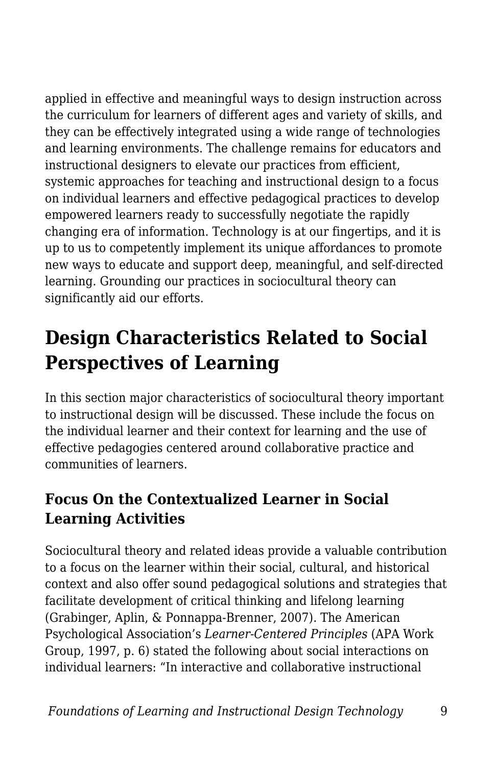applied in effective and meaningful ways to design instruction across the curriculum for learners of different ages and variety of skills, and they can be effectively integrated using a wide range of technologies and learning environments. The challenge remains for educators and instructional designers to elevate our practices from efficient, systemic approaches for teaching and instructional design to a focus on individual learners and effective pedagogical practices to develop empowered learners ready to successfully negotiate the rapidly changing era of information. Technology is at our fingertips, and it is up to us to competently implement its unique affordances to promote new ways to educate and support deep, meaningful, and self-directed learning. Grounding our practices in sociocultural theory can significantly aid our efforts.

## Design Characteristics Related to Social Perspectives of Learning

In this section major characteristics of sociocultural theory important to instructional design will be discussed. These include the focus on the individual learner and their context for learning and the use of effective pedagogies centered around collaborative practice and communities of learners.

### Focus On the Contextualized Learner in Social Learning Activities

Sociocultural theory and related ideas provide a valuable contribution to a focus on the learner within their social, cultural, and historical context and also offer sound pedagogical solutions and strategies that facilitate development of critical thinking and lifelong learning (Grabinger, Aplin, & Ponnappa-Brenner, 2007). The American Psychological Association's *Learner-Centered Principles* (APA Work Group, 1997, p. 6) stated the following about social interactions on individual learners: "In interactive and collaborative instructional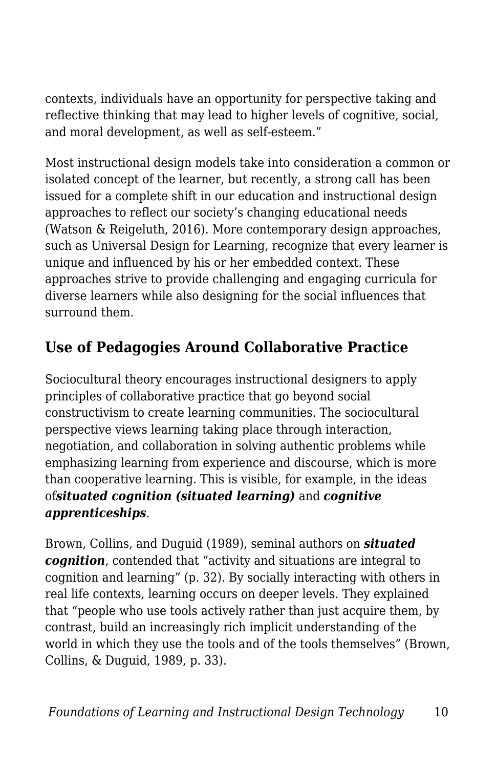contexts, individuals have an opportunity for perspective taking and reflective thinking that may lead to higher levels of cognitive, social, and moral development, as well as self-esteem."

Most instructional design models take into consideration a common or isolated concept of the learner, but recently, a strong call has been issued for a complete shift in our education and instructional design approaches to reflect our society's changing educational needs (Watson & Reigeluth, 2016). More contemporary design approaches, such as Universal Design for Learning, recognize that every learner is unique and influenced by his or her embedded context. These approaches strive to provide challenging and engaging curricula for diverse learners while also designing for the social influences that surround them.

## Use of Pedagogies Around Collaborative Practice

Sociocultural theory encourages instructional designers to apply principles of collaborative practice that go beyond social constructivism to create learning communities. The sociocultural perspective views learning taking place through interaction, negotiation, and collaboration in solving authentic problems while emphasizing learning from experience and discourse, which is more than cooperative learning. This is visible, for example, in the ideas of ***situated cognition (situated learning)*** and ***cognitive apprenticeships***.

Brown, Collins, and Duguid (1989), seminal authors on ***situated cognition***, contended that "activity and situations are integral to cognition and learning" (p. 32). By socially interacting with others in real life contexts, learning occurs on deeper levels. They explained that "people who use tools actively rather than just acquire them, by contrast, build an increasingly rich implicit understanding of the world in which they use the tools and of the tools themselves" (Brown, Collins, & Duguid, 1989, p. 33).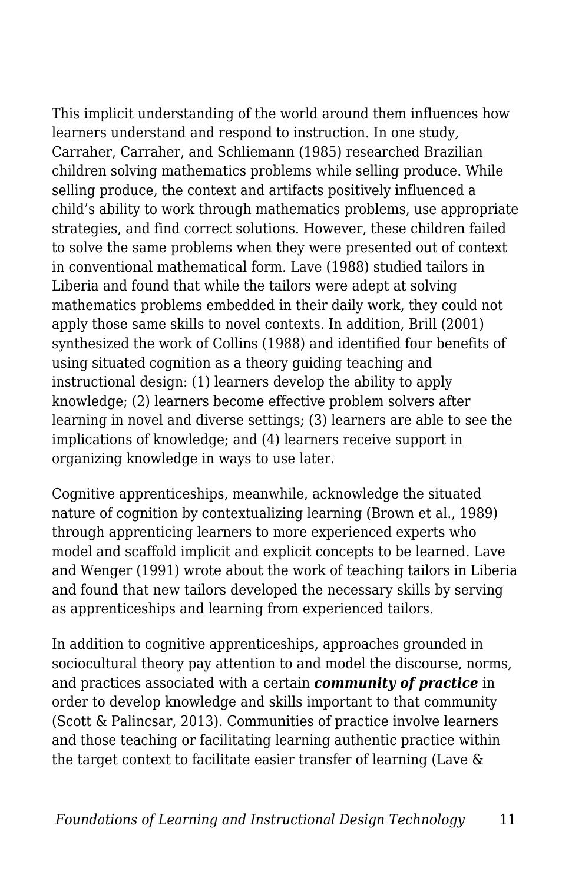This implicit understanding of the world around them influences how learners understand and respond to instruction. In one study, Carraher, Carraher, and Schliemann (1985) researched Brazilian children solving mathematics problems while selling produce. While selling produce, the context and artifacts positively influenced a child's ability to work through mathematics problems, use appropriate strategies, and find correct solutions. However, these children failed to solve the same problems when they were presented out of context in conventional mathematical form. Lave (1988) studied tailors in Liberia and found that while the tailors were adept at solving mathematics problems embedded in their daily work, they could not apply those same skills to novel contexts. In addition, Brill (2001) synthesized the work of Collins (1988) and identified four benefits of using situated cognition as a theory guiding teaching and instructional design: (1) learners develop the ability to apply knowledge; (2) learners become effective problem solvers after learning in novel and diverse settings; (3) learners are able to see the implications of knowledge; and (4) learners receive support in organizing knowledge in ways to use later.

Cognitive apprenticeships, meanwhile, acknowledge the situated nature of cognition by contextualizing learning (Brown et al., 1989) through apprenticing learners to more experienced experts who model and scaffold implicit and explicit concepts to be learned. Lave and Wenger (1991) wrote about the work of teaching tailors in Liberia and found that new tailors developed the necessary skills by serving as apprenticeships and learning from experienced tailors.

In addition to cognitive apprenticeships, approaches grounded in sociocultural theory pay attention to and model the discourse, norms, and practices associated with a certain ***community of practice*** in order to develop knowledge and skills important to that community (Scott & Palincsar, 2013). Communities of practice involve learners and those teaching or facilitating learning authentic practice within the target context to facilitate easier transfer of learning (Lave &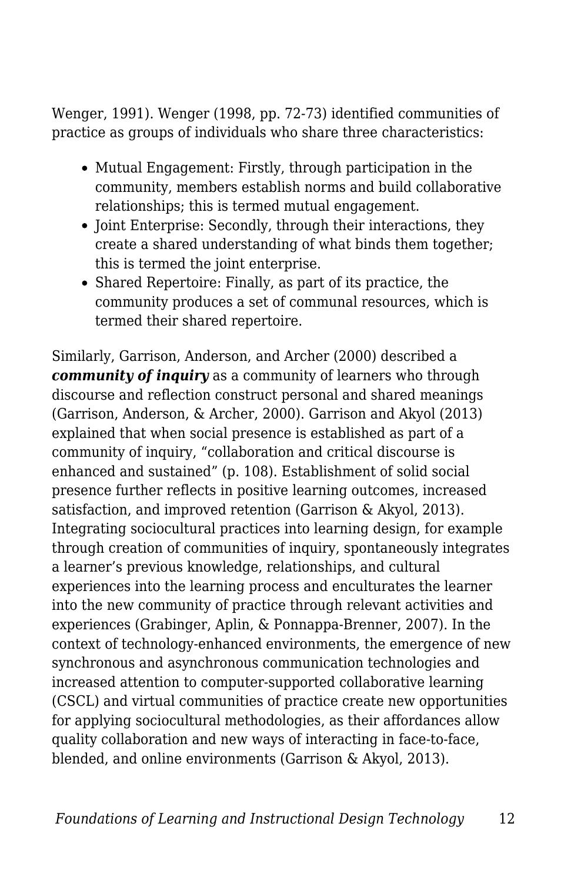Wenger, 1991). Wenger (1998, pp. 72-73) identified communities of practice as groups of individuals who share three characteristics:

- Mutual Engagement: Firstly, through participation in the community, members establish norms and build collaborative relationships; this is termed mutual engagement.
- Joint Enterprise: Secondly, through their interactions, they create a shared understanding of what binds them together; this is termed the joint enterprise.
- Shared Repertoire: Finally, as part of its practice, the community produces a set of communal resources, which is termed their shared repertoire.

Similarly, Garrison, Anderson, and Archer (2000) described a ***community of inquiry*** as a community of learners who through discourse and reflection construct personal and shared meanings (Garrison, Anderson, & Archer, 2000). Garrison and Akyol (2013) explained that when social presence is established as part of a community of inquiry, "collaboration and critical discourse is enhanced and sustained" (p. 108). Establishment of solid social presence further reflects in positive learning outcomes, increased satisfaction, and improved retention (Garrison & Akyol, 2013). Integrating sociocultural practices into learning design, for example through creation of communities of inquiry, spontaneously integrates a learner's previous knowledge, relationships, and cultural experiences into the learning process and enculturates the learner into the new community of practice through relevant activities and experiences (Grabinger, Aplin, & Ponnappa-Brenner, 2007). In the context of technology-enhanced environments, the emergence of new synchronous and asynchronous communication technologies and increased attention to computer-supported collaborative learning (CSCL) and virtual communities of practice create new opportunities for applying sociocultural methodologies, as their affordances allow quality collaboration and new ways of interacting in face-to-face, blended, and online environments (Garrison & Akyol, 2013).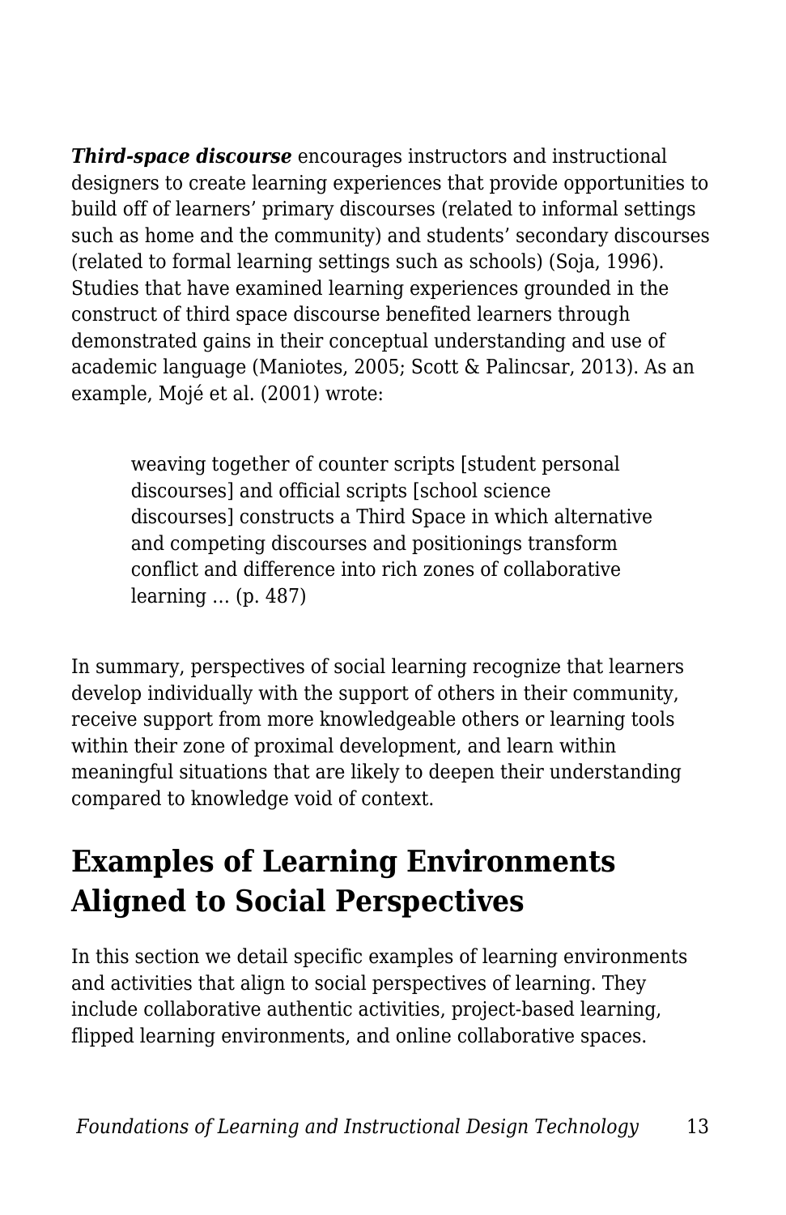***Third-space discourse*** encourages instructors and instructional designers to create learning experiences that provide opportunities to build off of learners' primary discourses (related to informal settings such as home and the community) and students' secondary discourses (related to formal learning settings such as schools) (Soja, 1996). Studies that have examined learning experiences grounded in the construct of third space discourse benefited learners through demonstrated gains in their conceptual understanding and use of academic language (Maniotes, 2005; Scott & Palincsar, 2013). As an example, Mojé et al. (2001) wrote:

> weaving together of counter scripts [student personal discourses] and official scripts [school science discourses] constructs a Third Space in which alternative and competing discourses and positionings transform conflict and difference into rich zones of collaborative learning … (p. 487)

In summary, perspectives of social learning recognize that learners develop individually with the support of others in their community, receive support from more knowledgeable others or learning tools within their zone of proximal development, and learn within meaningful situations that are likely to deepen their understanding compared to knowledge void of context.

## Examples of Learning Environments Aligned to Social Perspectives

In this section we detail specific examples of learning environments and activities that align to social perspectives of learning. They include collaborative authentic activities, project-based learning, flipped learning environments, and online collaborative spaces.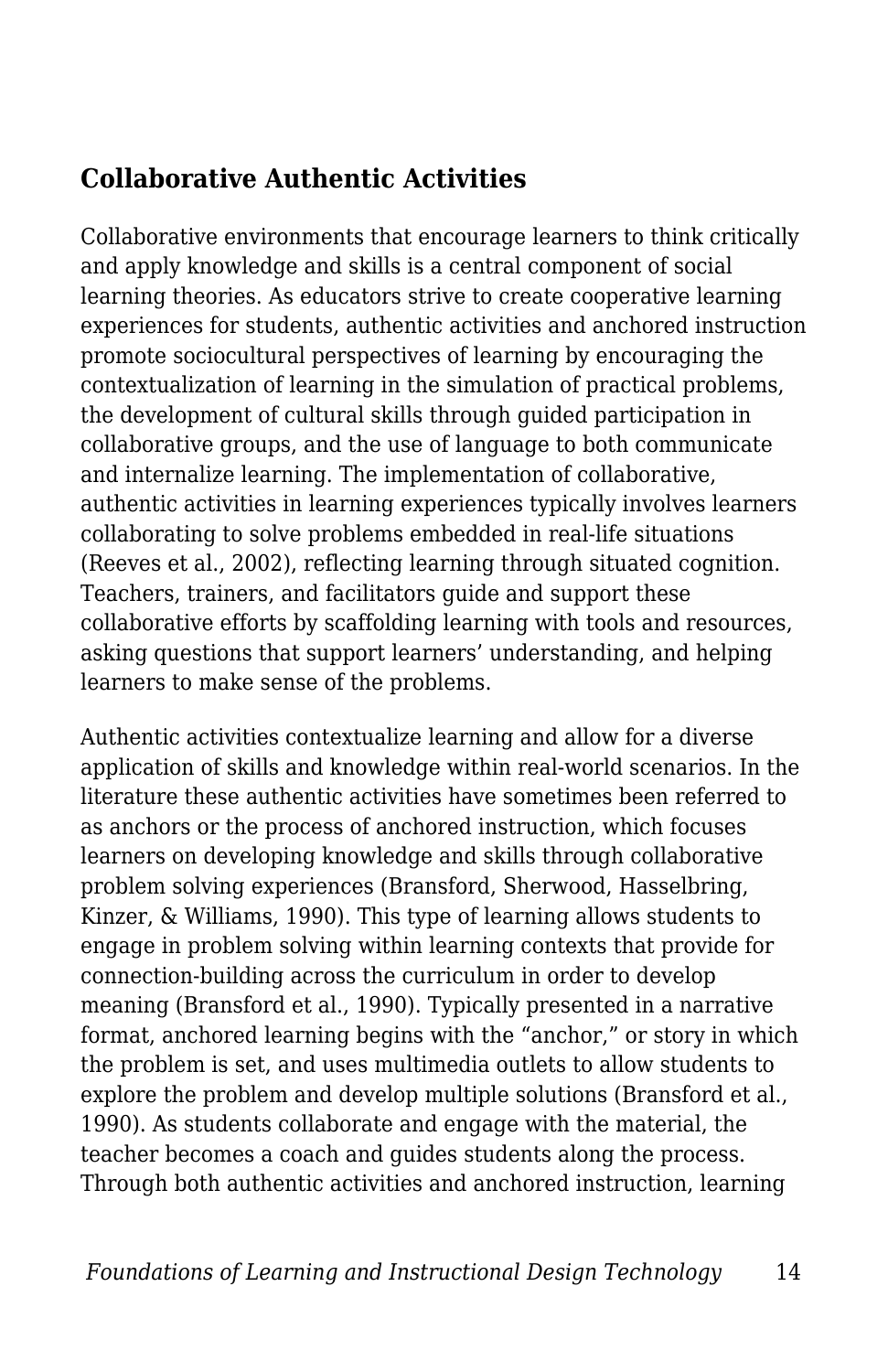## Collaborative Authentic Activities

Collaborative environments that encourage learners to think critically and apply knowledge and skills is a central component of social learning theories. As educators strive to create cooperative learning experiences for students, authentic activities and anchored instruction promote sociocultural perspectives of learning by encouraging the contextualization of learning in the simulation of practical problems, the development of cultural skills through guided participation in collaborative groups, and the use of language to both communicate and internalize learning. The implementation of collaborative, authentic activities in learning experiences typically involves learners collaborating to solve problems embedded in real-life situations (Reeves et al., 2002), reflecting learning through situated cognition. Teachers, trainers, and facilitators guide and support these collaborative efforts by scaffolding learning with tools and resources, asking questions that support learners' understanding, and helping learners to make sense of the problems.

Authentic activities contextualize learning and allow for a diverse application of skills and knowledge within real-world scenarios. In the literature these authentic activities have sometimes been referred to as anchors or the process of anchored instruction, which focuses learners on developing knowledge and skills through collaborative problem solving experiences (Bransford, Sherwood, Hasselbring, Kinzer, & Williams, 1990). This type of learning allows students to engage in problem solving within learning contexts that provide for connection-building across the curriculum in order to develop meaning (Bransford et al., 1990). Typically presented in a narrative format, anchored learning begins with the "anchor," or story in which the problem is set, and uses multimedia outlets to allow students to explore the problem and develop multiple solutions (Bransford et al., 1990). As students collaborate and engage with the material, the teacher becomes a coach and guides students along the process. Through both authentic activities and anchored instruction, learning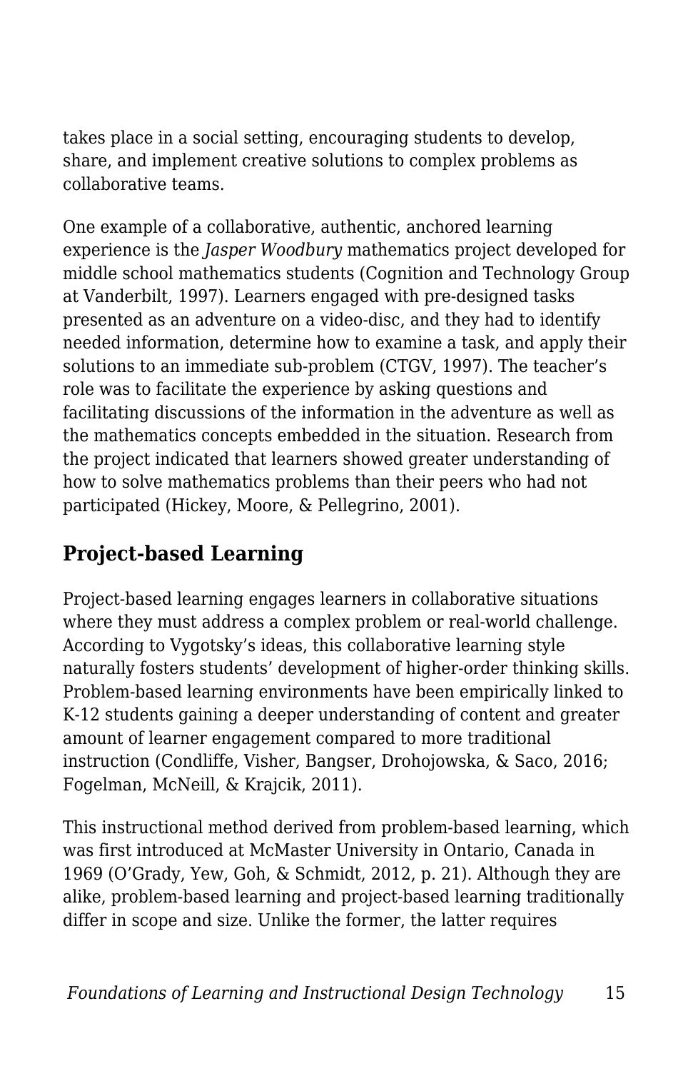takes place in a social setting, encouraging students to develop, share, and implement creative solutions to complex problems as collaborative teams.

One example of a collaborative, authentic, anchored learning experience is the *Jasper Woodbury* mathematics project developed for middle school mathematics students (Cognition and Technology Group at Vanderbilt, 1997). Learners engaged with pre-designed tasks presented as an adventure on a video-disc, and they had to identify needed information, determine how to examine a task, and apply their solutions to an immediate sub-problem (CTGV, 1997). The teacher's role was to facilitate the experience by asking questions and facilitating discussions of the information in the adventure as well as the mathematics concepts embedded in the situation. Research from the project indicated that learners showed greater understanding of how to solve mathematics problems than their peers who had not participated (Hickey, Moore, & Pellegrino, 2001).

## Project-based Learning

Project-based learning engages learners in collaborative situations where they must address a complex problem or real-world challenge. According to Vygotsky's ideas, this collaborative learning style naturally fosters students' development of higher-order thinking skills. Problem-based learning environments have been empirically linked to K-12 students gaining a deeper understanding of content and greater amount of learner engagement compared to more traditional instruction (Condliffe, Visher, Bangser, Drohojowska, & Saco, 2016; Fogelman, McNeill, & Krajcik, 2011).

This instructional method derived from problem-based learning, which was first introduced at McMaster University in Ontario, Canada in 1969 (O'Grady, Yew, Goh, & Schmidt, 2012, p. 21). Although they are alike, problem-based learning and project-based learning traditionally differ in scope and size. Unlike the former, the latter requires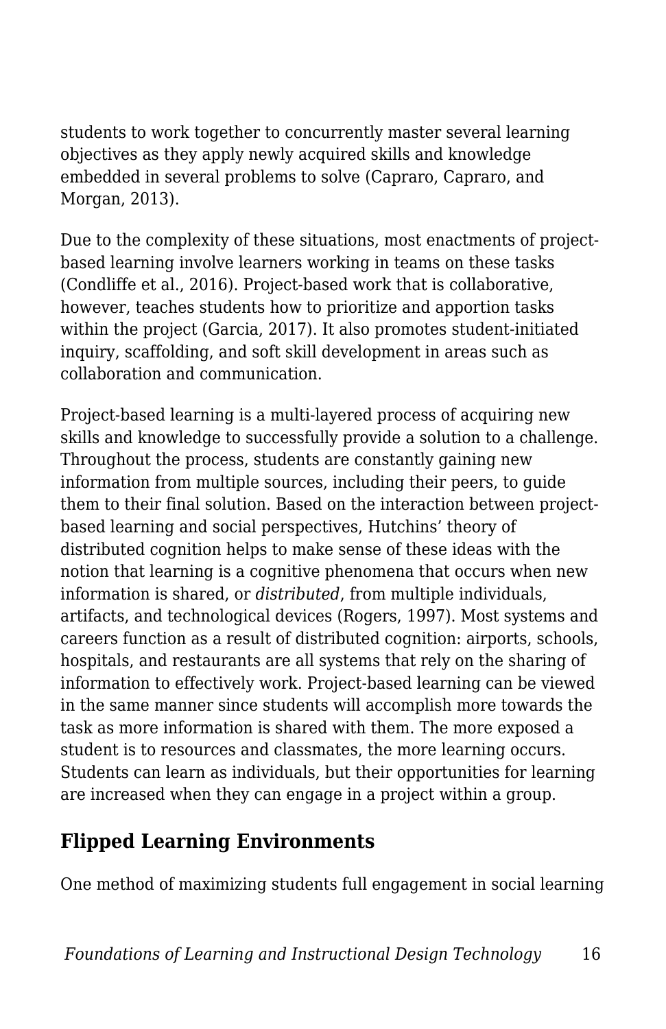students to work together to concurrently master several learning objectives as they apply newly acquired skills and knowledge embedded in several problems to solve (Capraro, Capraro, and Morgan, 2013).

Due to the complexity of these situations, most enactments of project-based learning involve learners working in teams on these tasks (Condliffe et al., 2016). Project-based work that is collaborative, however, teaches students how to prioritize and apportion tasks within the project (Garcia, 2017). It also promotes student-initiated inquiry, scaffolding, and soft skill development in areas such as collaboration and communication.

Project-based learning is a multi-layered process of acquiring new skills and knowledge to successfully provide a solution to a challenge. Throughout the process, students are constantly gaining new information from multiple sources, including their peers, to guide them to their final solution. Based on the interaction between project-based learning and social perspectives, Hutchins' theory of distributed cognition helps to make sense of these ideas with the notion that learning is a cognitive phenomena that occurs when new information is shared, or *distributed*, from multiple individuals, artifacts, and technological devices (Rogers, 1997). Most systems and careers function as a result of distributed cognition: airports, schools, hospitals, and restaurants are all systems that rely on the sharing of information to effectively work. Project-based learning can be viewed in the same manner since students will accomplish more towards the task as more information is shared with them. The more exposed a student is to resources and classmates, the more learning occurs. Students can learn as individuals, but their opportunities for learning are increased when they can engage in a project within a group.

## Flipped Learning Environments

One method of maximizing students full engagement in social learning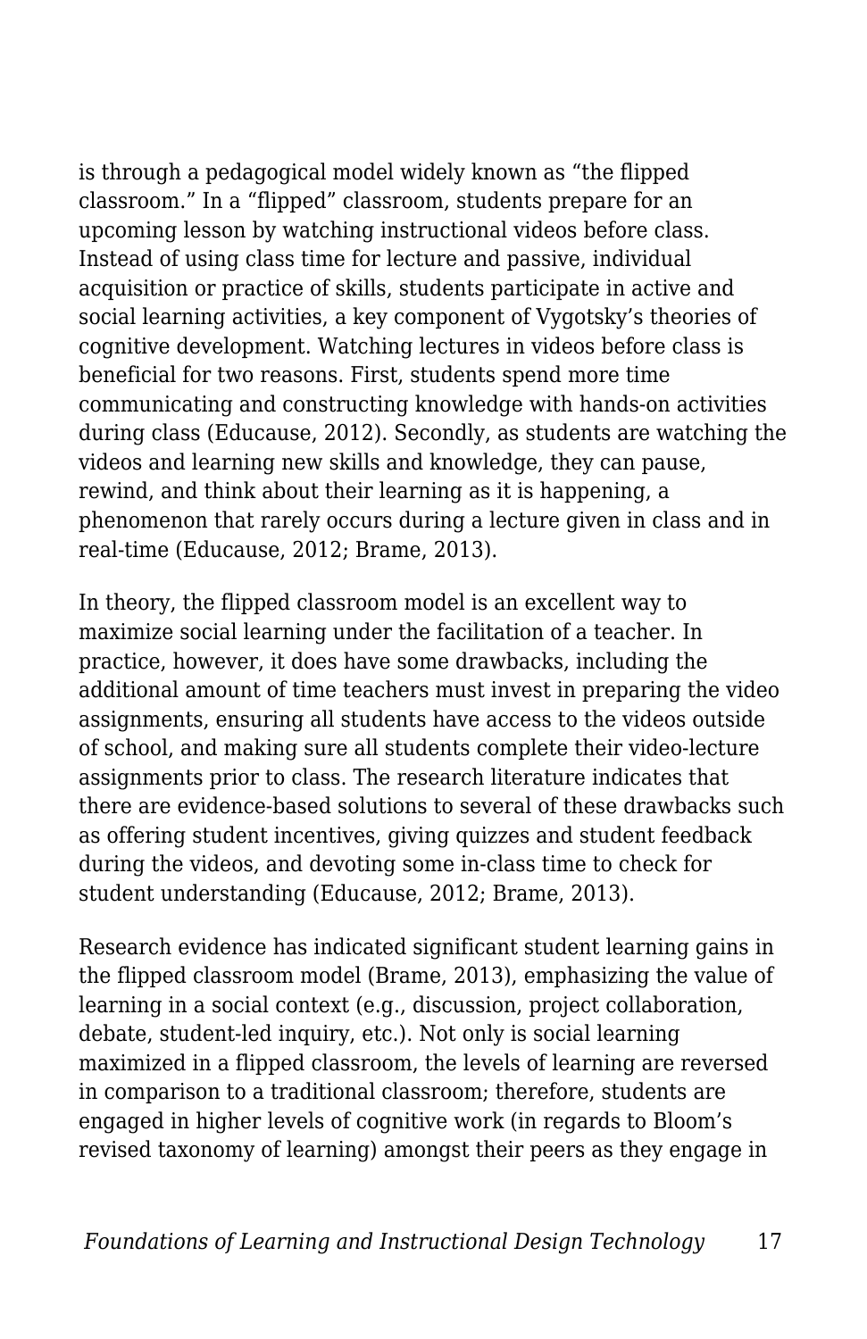is through a pedagogical model widely known as “the flipped classroom.” In a “flipped” classroom, students prepare for an upcoming lesson by watching instructional videos before class. Instead of using class time for lecture and passive, individual acquisition or practice of skills, students participate in active and social learning activities, a key component of Vygotsky’s theories of cognitive development. Watching lectures in videos before class is beneficial for two reasons. First, students spend more time communicating and constructing knowledge with hands-on activities during class (Educause, 2012). Secondly, as students are watching the videos and learning new skills and knowledge, they can pause, rewind, and think about their learning as it is happening, a phenomenon that rarely occurs during a lecture given in class and in real-time (Educause, 2012; Brame, 2013).

In theory, the flipped classroom model is an excellent way to maximize social learning under the facilitation of a teacher. In practice, however, it does have some drawbacks, including the additional amount of time teachers must invest in preparing the video assignments, ensuring all students have access to the videos outside of school, and making sure all students complete their video-lecture assignments prior to class. The research literature indicates that there are evidence-based solutions to several of these drawbacks such as offering student incentives, giving quizzes and student feedback during the videos, and devoting some in-class time to check for student understanding (Educause, 2012; Brame, 2013).

Research evidence has indicated significant student learning gains in the flipped classroom model (Brame, 2013), emphasizing the value of learning in a social context (e.g., discussion, project collaboration, debate, student-led inquiry, etc.). Not only is social learning maximized in a flipped classroom, the levels of learning are reversed in comparison to a traditional classroom; therefore, students are engaged in higher levels of cognitive work (in regards to Bloom’s revised taxonomy of learning) amongst their peers as they engage in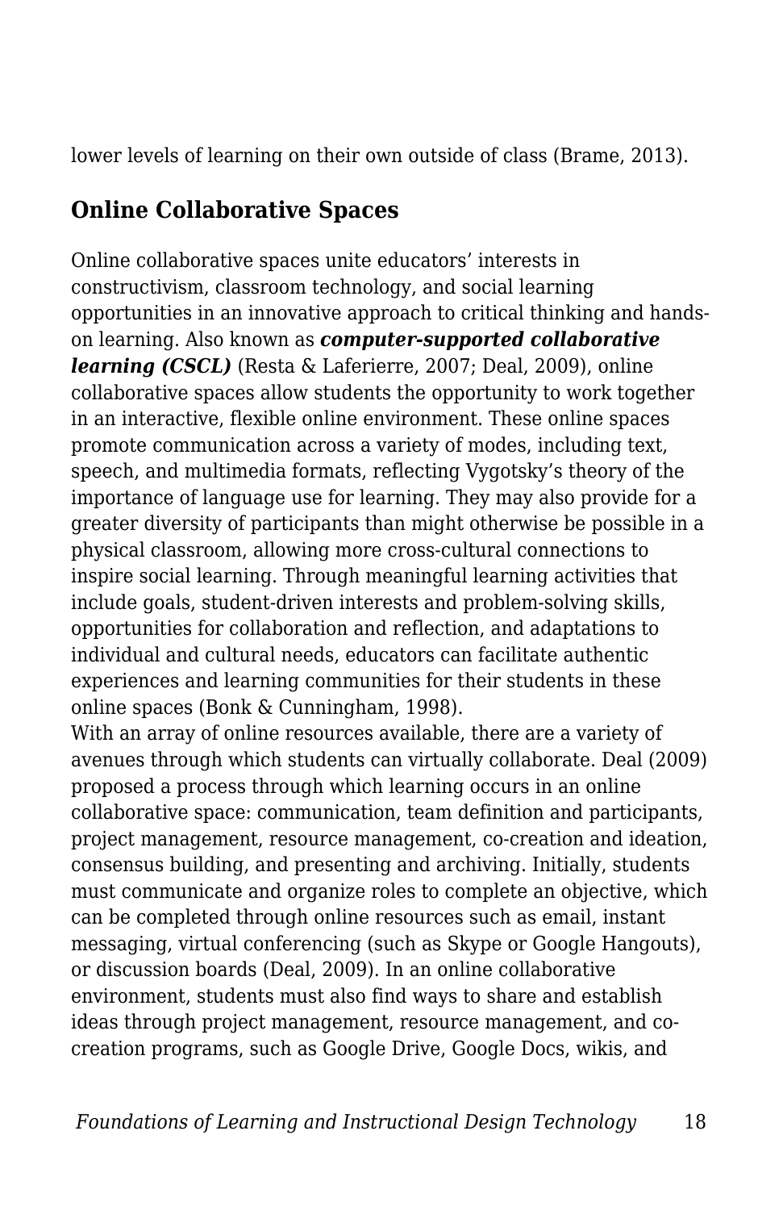lower levels of learning on their own outside of class (Brame, 2013).

## Online Collaborative Spaces

Online collaborative spaces unite educators' interests in constructivism, classroom technology, and social learning opportunities in an innovative approach to critical thinking and hands-on learning. Also known as ***computer-supported collaborative learning (CSCL)*** (Resta & Laferierre, 2007; Deal, 2009), online collaborative spaces allow students the opportunity to work together in an interactive, flexible online environment. These online spaces promote communication across a variety of modes, including text, speech, and multimedia formats, reflecting Vygotsky's theory of the importance of language use for learning. They may also provide for a greater diversity of participants than might otherwise be possible in a physical classroom, allowing more cross-cultural connections to inspire social learning. Through meaningful learning activities that include goals, student-driven interests and problem-solving skills, opportunities for collaboration and reflection, and adaptations to individual and cultural needs, educators can facilitate authentic experiences and learning communities for their students in these online spaces (Bonk & Cunningham, 1998).

With an array of online resources available, there are a variety of avenues through which students can virtually collaborate. Deal (2009) proposed a process through which learning occurs in an online collaborative space: communication, team definition and participants, project management, resource management, co-creation and ideation, consensus building, and presenting and archiving. Initially, students must communicate and organize roles to complete an objective, which can be completed through online resources such as email, instant messaging, virtual conferencing (such as Skype or Google Hangouts), or discussion boards (Deal, 2009). In an online collaborative environment, students must also find ways to share and establish ideas through project management, resource management, and co-creation programs, such as Google Drive, Google Docs, wikis, and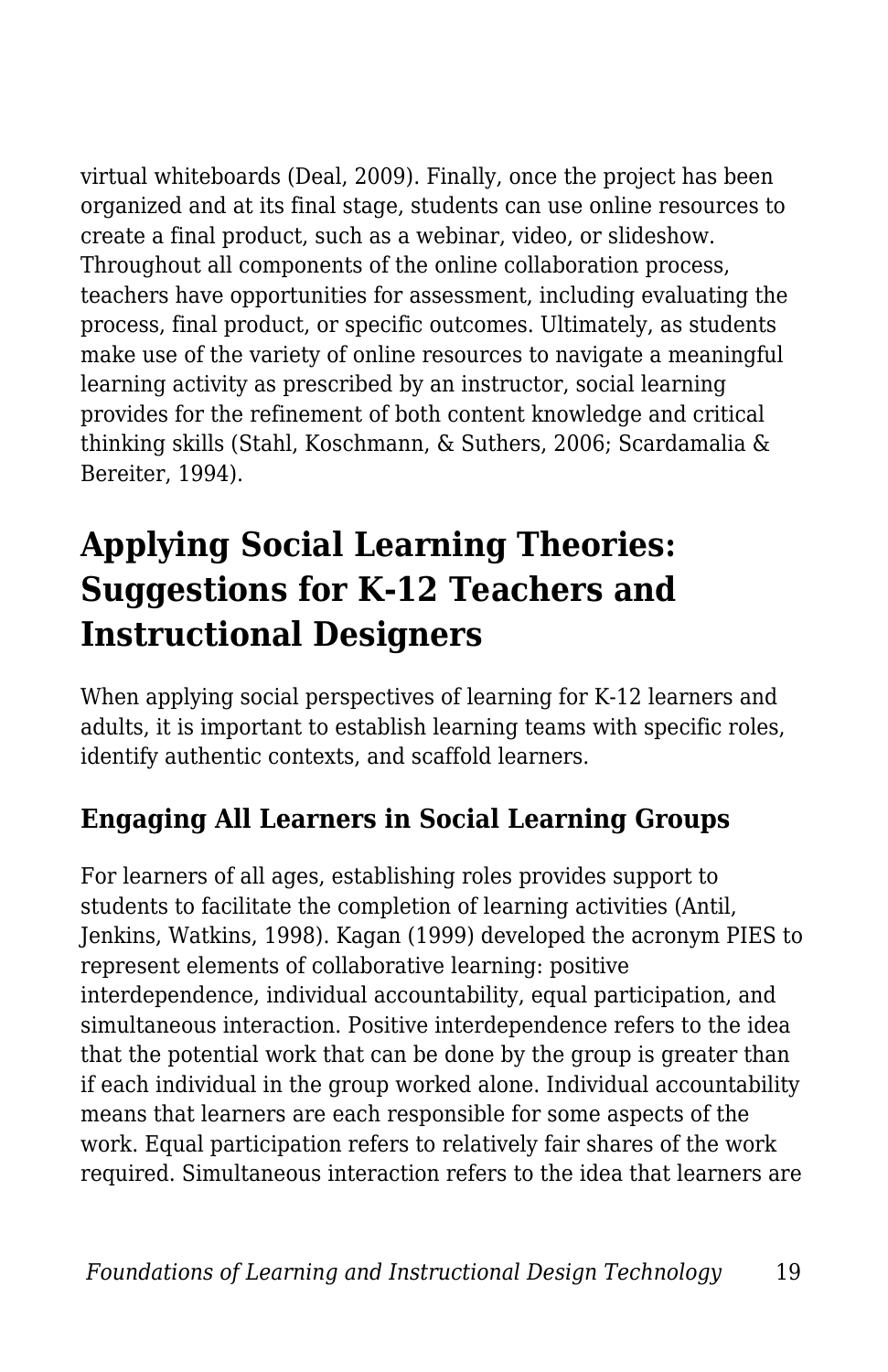virtual whiteboards (Deal, 2009). Finally, once the project has been organized and at its final stage, students can use online resources to create a final product, such as a webinar, video, or slideshow. Throughout all components of the online collaboration process, teachers have opportunities for assessment, including evaluating the process, final product, or specific outcomes. Ultimately, as students make use of the variety of online resources to navigate a meaningful learning activity as prescribed by an instructor, social learning provides for the refinement of both content knowledge and critical thinking skills (Stahl, Koschmann, & Suthers, 2006; Scardamalia & Bereiter, 1994).

## Applying Social Learning Theories: Suggestions for K-12 Teachers and Instructional Designers

When applying social perspectives of learning for K-12 learners and adults, it is important to establish learning teams with specific roles, identify authentic contexts, and scaffold learners.

### Engaging All Learners in Social Learning Groups

For learners of all ages, establishing roles provides support to students to facilitate the completion of learning activities (Antil, Jenkins, Watkins, 1998). Kagan (1999) developed the acronym PIES to represent elements of collaborative learning: positive interdependence, individual accountability, equal participation, and simultaneous interaction. Positive interdependence refers to the idea that the potential work that can be done by the group is greater than if each individual in the group worked alone. Individual accountability means that learners are each responsible for some aspects of the work. Equal participation refers to relatively fair shares of the work required. Simultaneous interaction refers to the idea that learners are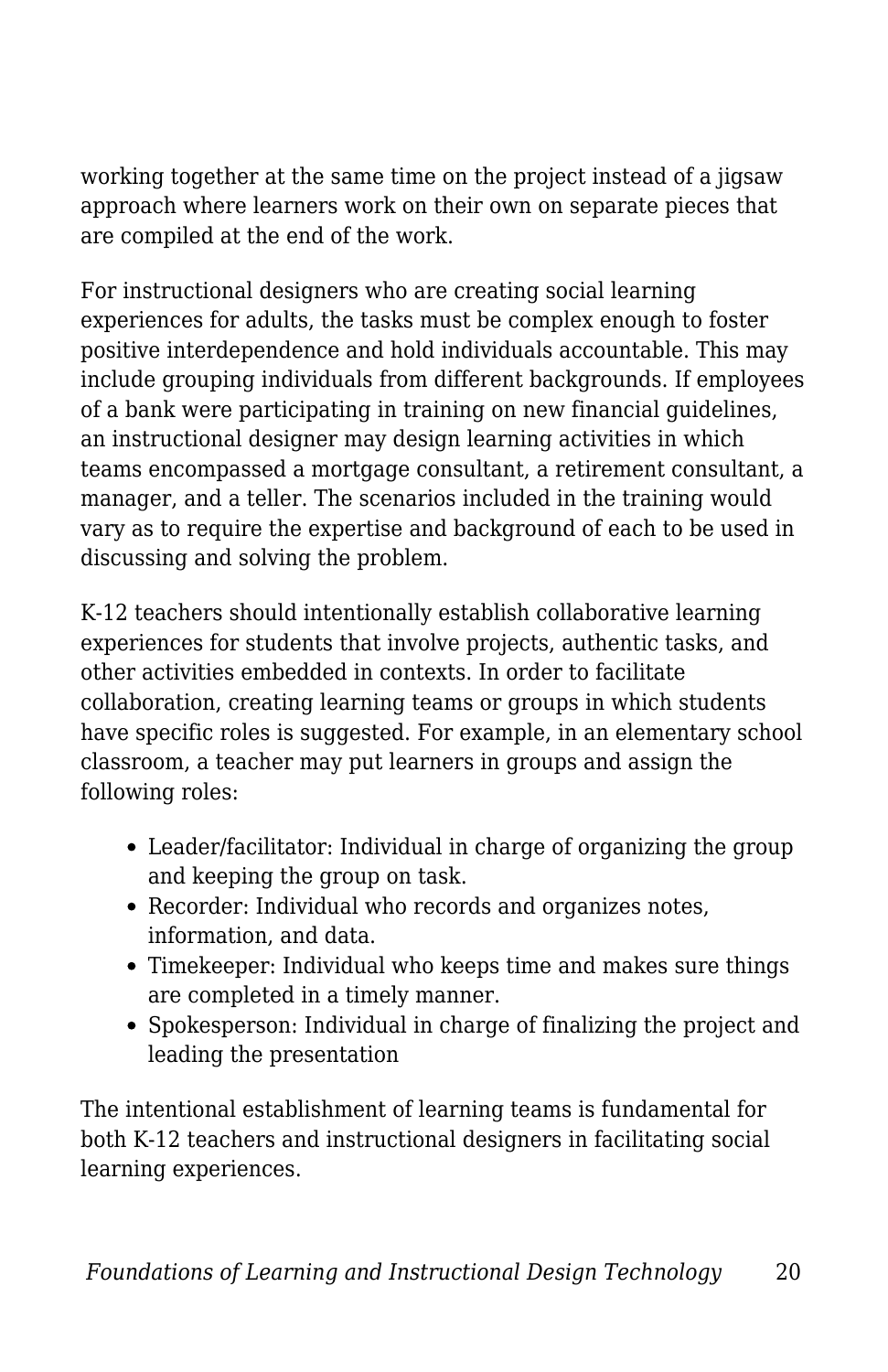working together at the same time on the project instead of a jigsaw approach where learners work on their own on separate pieces that are compiled at the end of the work.

For instructional designers who are creating social learning experiences for adults, the tasks must be complex enough to foster positive interdependence and hold individuals accountable. This may include grouping individuals from different backgrounds. If employees of a bank were participating in training on new financial guidelines, an instructional designer may design learning activities in which teams encompassed a mortgage consultant, a retirement consultant, a manager, and a teller. The scenarios included in the training would vary as to require the expertise and background of each to be used in discussing and solving the problem.

K-12 teachers should intentionally establish collaborative learning experiences for students that involve projects, authentic tasks, and other activities embedded in contexts. In order to facilitate collaboration, creating learning teams or groups in which students have specific roles is suggested. For example, in an elementary school classroom, a teacher may put learners in groups and assign the following roles:

- Leader/facilitator: Individual in charge of organizing the group and keeping the group on task.
- Recorder: Individual who records and organizes notes, information, and data.
- Timekeeper: Individual who keeps time and makes sure things are completed in a timely manner.
- Spokesperson: Individual in charge of finalizing the project and leading the presentation

The intentional establishment of learning teams is fundamental for both K-12 teachers and instructional designers in facilitating social learning experiences.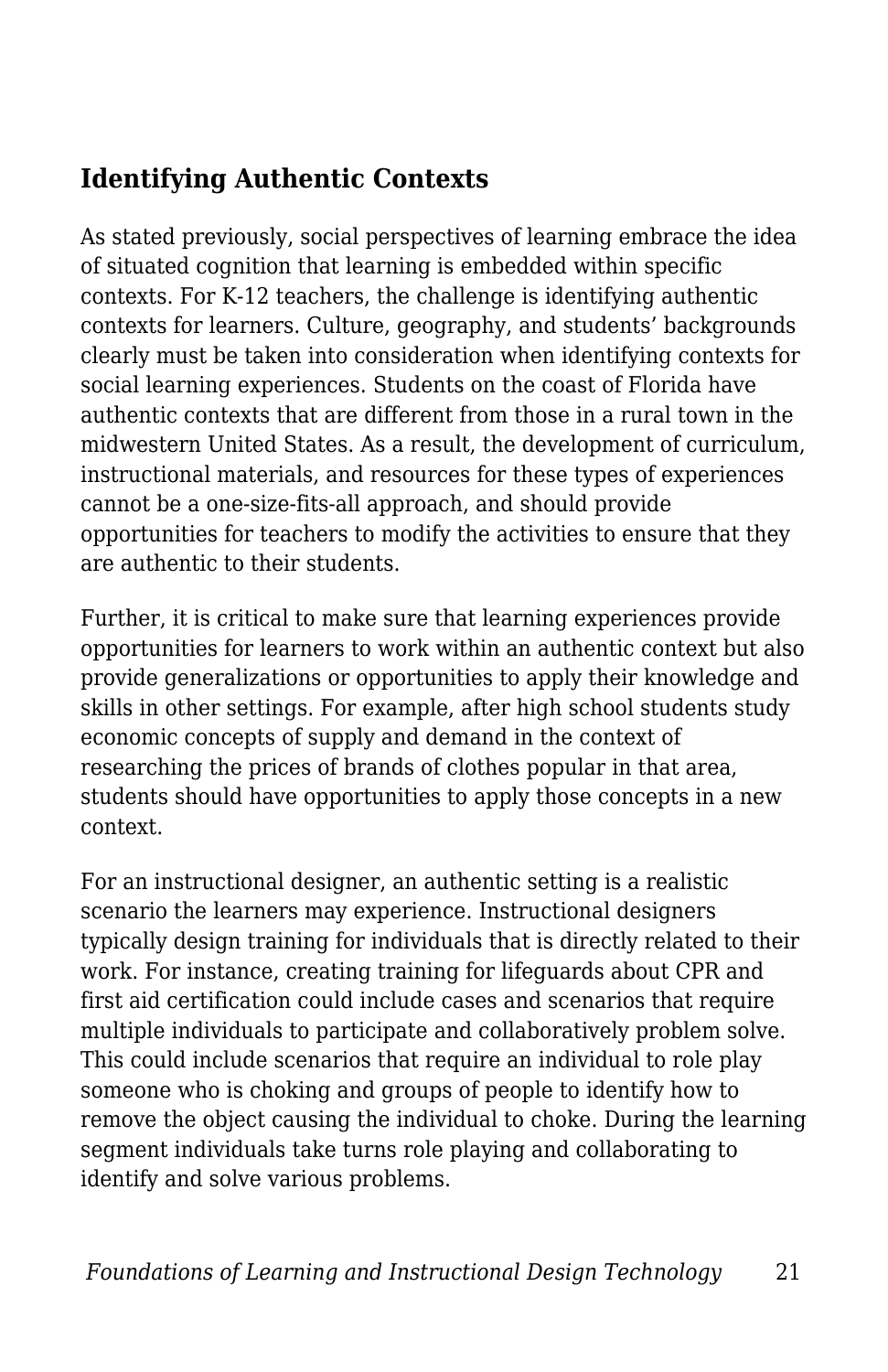## Identifying Authentic Contexts

As stated previously, social perspectives of learning embrace the idea of situated cognition that learning is embedded within specific contexts. For K-12 teachers, the challenge is identifying authentic contexts for learners. Culture, geography, and students' backgrounds clearly must be taken into consideration when identifying contexts for social learning experiences. Students on the coast of Florida have authentic contexts that are different from those in a rural town in the midwestern United States. As a result, the development of curriculum, instructional materials, and resources for these types of experiences cannot be a one-size-fits-all approach, and should provide opportunities for teachers to modify the activities to ensure that they are authentic to their students.

Further, it is critical to make sure that learning experiences provide opportunities for learners to work within an authentic context but also provide generalizations or opportunities to apply their knowledge and skills in other settings. For example, after high school students study economic concepts of supply and demand in the context of researching the prices of brands of clothes popular in that area, students should have opportunities to apply those concepts in a new context.

For an instructional designer, an authentic setting is a realistic scenario the learners may experience. Instructional designers typically design training for individuals that is directly related to their work. For instance, creating training for lifeguards about CPR and first aid certification could include cases and scenarios that require multiple individuals to participate and collaboratively problem solve. This could include scenarios that require an individual to role play someone who is choking and groups of people to identify how to remove the object causing the individual to choke. During the learning segment individuals take turns role playing and collaborating to identify and solve various problems.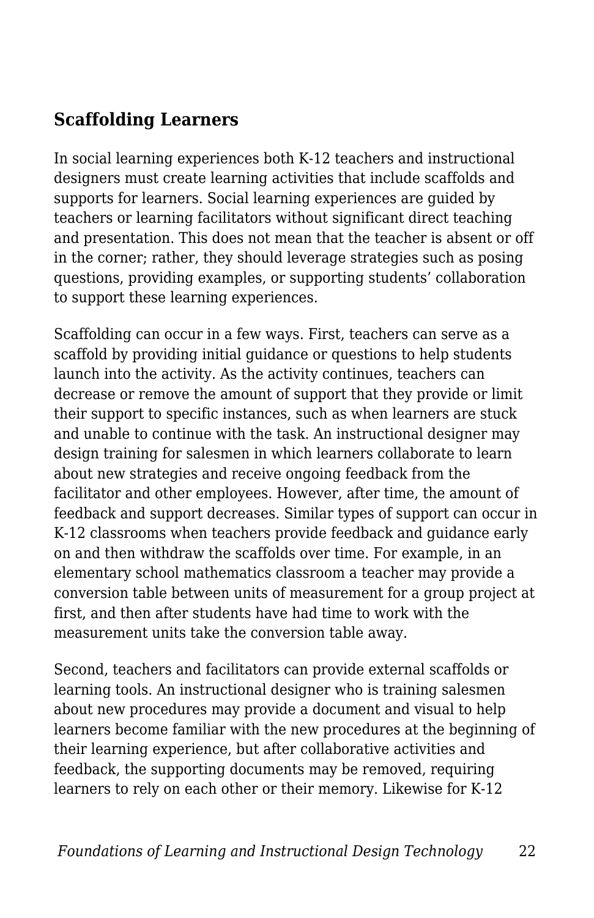## Scaffolding Learners

In social learning experiences both K-12 teachers and instructional designers must create learning activities that include scaffolds and supports for learners. Social learning experiences are guided by teachers or learning facilitators without significant direct teaching and presentation. This does not mean that the teacher is absent or off in the corner; rather, they should leverage strategies such as posing questions, providing examples, or supporting students' collaboration to support these learning experiences.

Scaffolding can occur in a few ways. First, teachers can serve as a scaffold by providing initial guidance or questions to help students launch into the activity. As the activity continues, teachers can decrease or remove the amount of support that they provide or limit their support to specific instances, such as when learners are stuck and unable to continue with the task. An instructional designer may design training for salesmen in which learners collaborate to learn about new strategies and receive ongoing feedback from the facilitator and other employees. However, after time, the amount of feedback and support decreases. Similar types of support can occur in K-12 classrooms when teachers provide feedback and guidance early on and then withdraw the scaffolds over time. For example, in an elementary school mathematics classroom a teacher may provide a conversion table between units of measurement for a group project at first, and then after students have had time to work with the measurement units take the conversion table away.

Second, teachers and facilitators can provide external scaffolds or learning tools. An instructional designer who is training salesmen about new procedures may provide a document and visual to help learners become familiar with the new procedures at the beginning of their learning experience, but after collaborative activities and feedback, the supporting documents may be removed, requiring learners to rely on each other or their memory. Likewise for K-12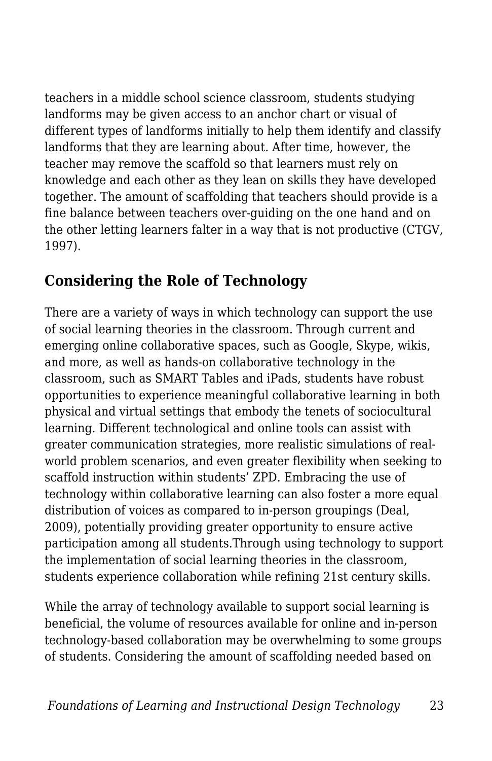teachers in a middle school science classroom, students studying landforms may be given access to an anchor chart or visual of different types of landforms initially to help them identify and classify landforms that they are learning about. After time, however, the teacher may remove the scaffold so that learners must rely on knowledge and each other as they lean on skills they have developed together. The amount of scaffolding that teachers should provide is a fine balance between teachers over-guiding on the one hand and on the other letting learners falter in a way that is not productive (CTGV, 1997).

## Considering the Role of Technology

There are a variety of ways in which technology can support the use of social learning theories in the classroom. Through current and emerging online collaborative spaces, such as Google, Skype, wikis, and more, as well as hands-on collaborative technology in the classroom, such as SMART Tables and iPads, students have robust opportunities to experience meaningful collaborative learning in both physical and virtual settings that embody the tenets of sociocultural learning. Different technological and online tools can assist with greater communication strategies, more realistic simulations of real-world problem scenarios, and even greater flexibility when seeking to scaffold instruction within students' ZPD. Embracing the use of technology within collaborative learning can also foster a more equal distribution of voices as compared to in-person groupings (Deal, 2009), potentially providing greater opportunity to ensure active participation among all students.Through using technology to support the implementation of social learning theories in the classroom, students experience collaboration while refining 21st century skills.

While the array of technology available to support social learning is beneficial, the volume of resources available for online and in-person technology-based collaboration may be overwhelming to some groups of students. Considering the amount of scaffolding needed based on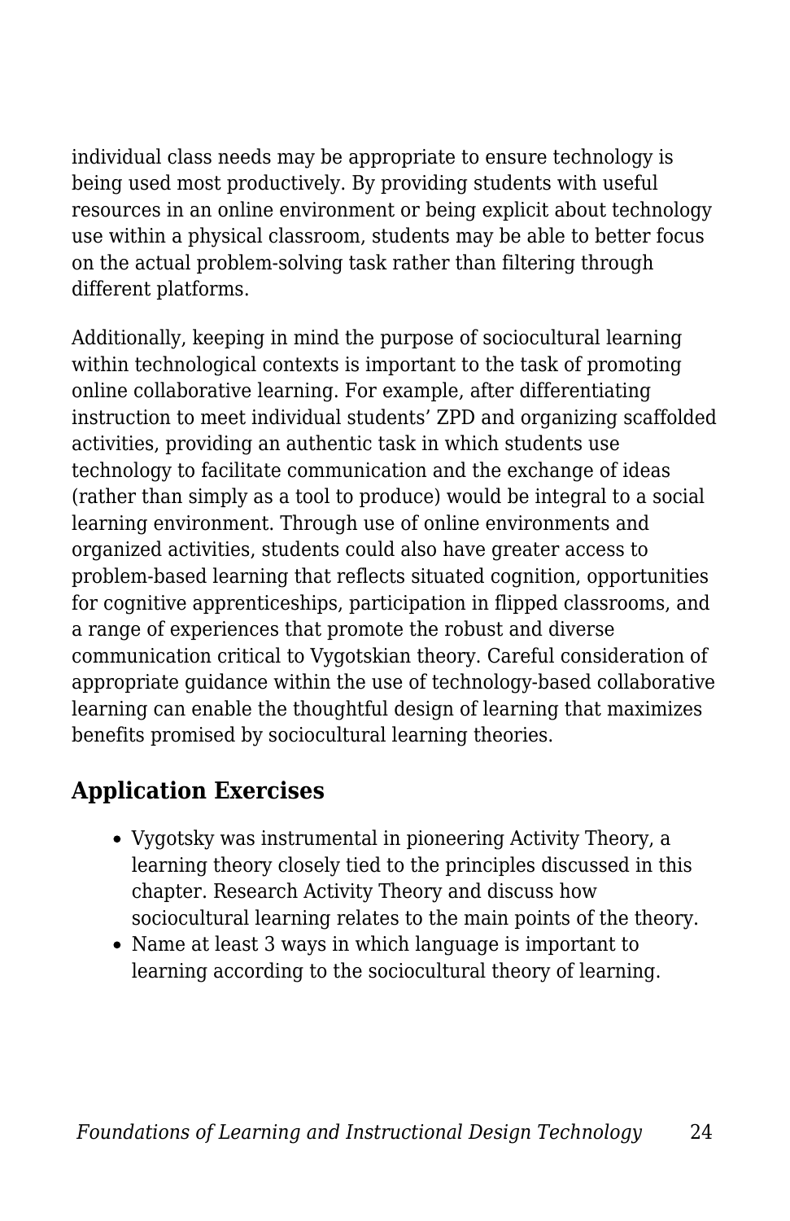individual class needs may be appropriate to ensure technology is being used most productively. By providing students with useful resources in an online environment or being explicit about technology use within a physical classroom, students may be able to better focus on the actual problem-solving task rather than filtering through different platforms.

Additionally, keeping in mind the purpose of sociocultural learning within technological contexts is important to the task of promoting online collaborative learning. For example, after differentiating instruction to meet individual students' ZPD and organizing scaffolded activities, providing an authentic task in which students use technology to facilitate communication and the exchange of ideas (rather than simply as a tool to produce) would be integral to a social learning environment. Through use of online environments and organized activities, students could also have greater access to problem-based learning that reflects situated cognition, opportunities for cognitive apprenticeships, participation in flipped classrooms, and a range of experiences that promote the robust and diverse communication critical to Vygotskian theory. Careful consideration of appropriate guidance within the use of technology-based collaborative learning can enable the thoughtful design of learning that maximizes benefits promised by sociocultural learning theories.

## Application Exercises

- Vygotsky was instrumental in pioneering Activity Theory, a learning theory closely tied to the principles discussed in this chapter. Research Activity Theory and discuss how sociocultural learning relates to the main points of the theory.
- Name at least 3 ways in which language is important to learning according to the sociocultural theory of learning.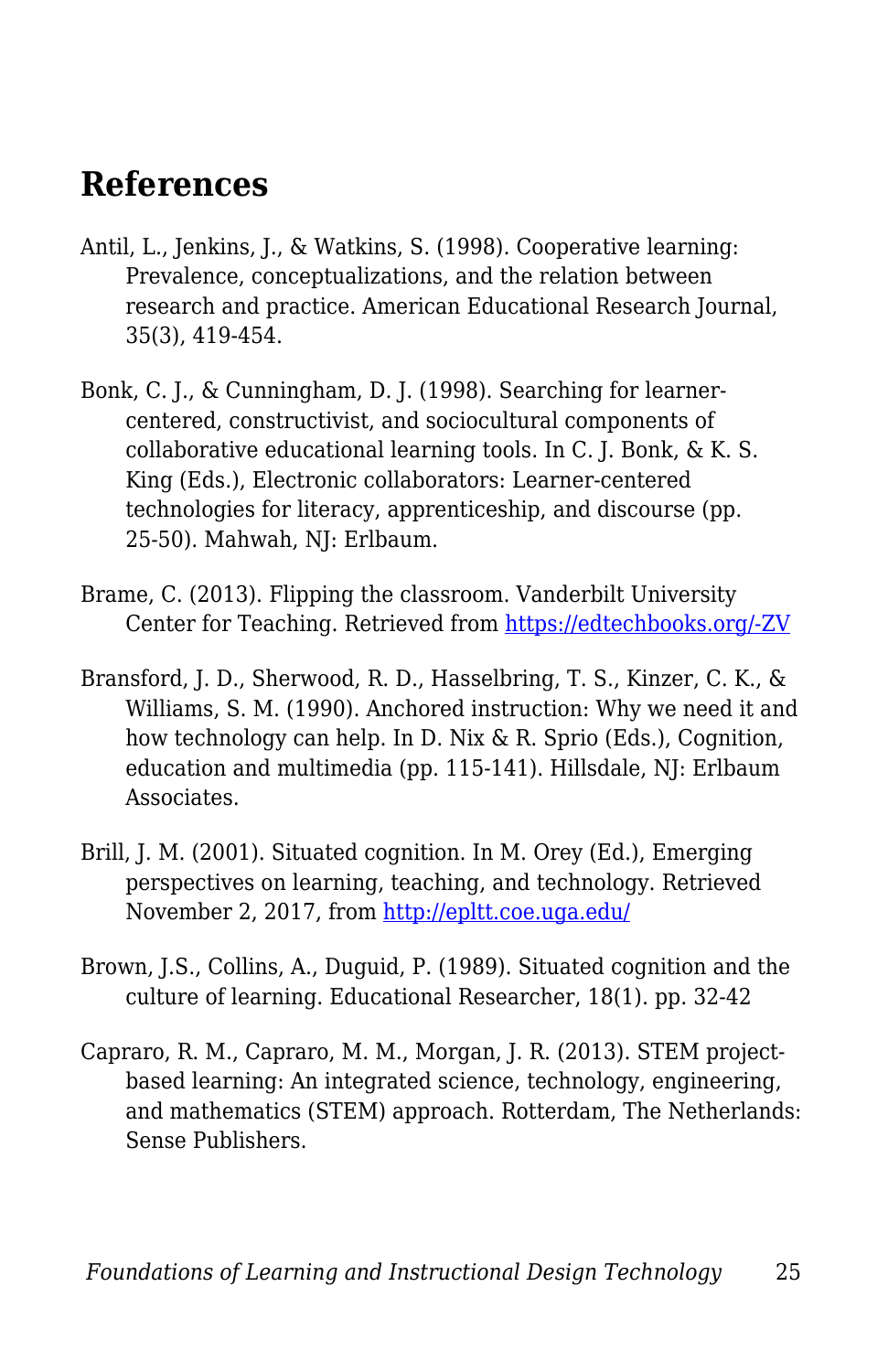## References

Antil, L., Jenkins, J., & Watkins, S. (1998). Cooperative learning: Prevalence, conceptualizations, and the relation between research and practice. American Educational Research Journal, 35(3), 419-454.

Bonk, C. J., & Cunningham, D. J. (1998). Searching for learner-centered, constructivist, and sociocultural components of collaborative educational learning tools. In C. J. Bonk, & K. S. King (Eds.), Electronic collaborators: Learner-centered technologies for literacy, apprenticeship, and discourse (pp. 25-50). Mahwah, NJ: Erlbaum.

Brame, C. (2013). Flipping the classroom. Vanderbilt University Center for Teaching. Retrieved from [https://edtechbooks.org/-ZV](https://edtechbooks.org/-ZV)

Bransford, J. D., Sherwood, R. D., Hasselbring, T. S., Kinzer, C. K., & Williams, S. M. (1990). Anchored instruction: Why we need it and how technology can help. In D. Nix & R. Sprio (Eds.), Cognition, education and multimedia (pp. 115-141). Hillsdale, NJ: Erlbaum Associates.

Brill, J. M. (2001). Situated cognition. In M. Orey (Ed.), Emerging perspectives on learning, teaching, and technology. Retrieved November 2, 2017, from [http://epltt.coe.uga.edu/](http://epltt.coe.uga.edu/)

Brown, J.S., Collins, A., Duguid, P. (1989). Situated cognition and the culture of learning. Educational Researcher, 18(1). pp. 32-42

Capraro, R. M., Capraro, M. M., Morgan, J. R. (2013). STEM project-based learning: An integrated science, technology, engineering, and mathematics (STEM) approach. Rotterdam, The Netherlands: Sense Publishers.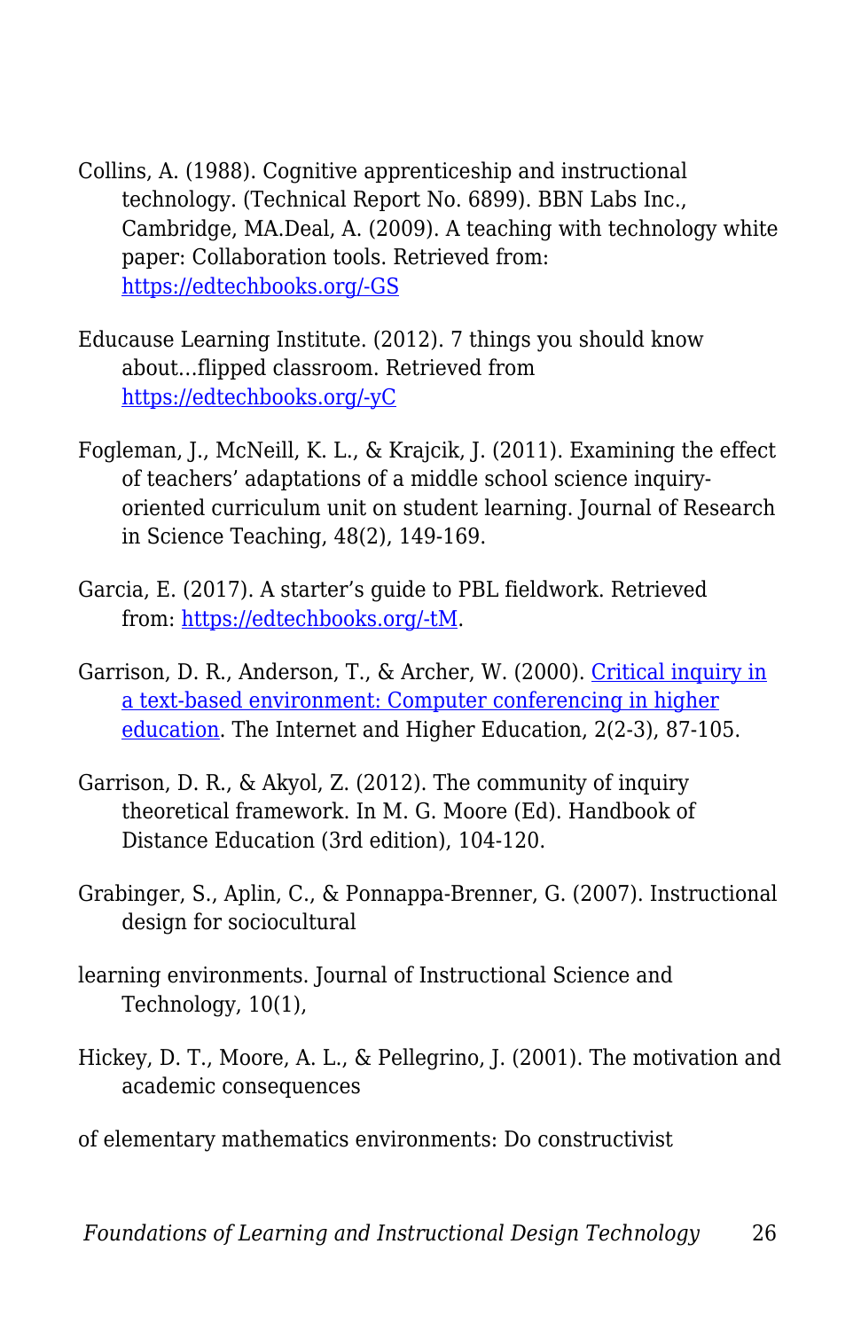Collins, A. (1988). Cognitive apprenticeship and instructional technology. (Technical Report No. 6899). BBN Labs Inc., Cambridge, MA.Deal, A. (2009). A teaching with technology white paper: Collaboration tools. Retrieved from: [https://edtechbooks.org/-GS](https://edtechbooks.org/-GS)

Educause Learning Institute. (2012). 7 things you should know about…flipped classroom. Retrieved from [https://edtechbooks.org/-yC](https://edtechbooks.org/-yC)

Fogleman, J., McNeill, K. L., & Krajcik, J. (2011). Examining the effect of teachers' adaptations of a middle school science inquiry-oriented curriculum unit on student learning. Journal of Research in Science Teaching, 48(2), 149-169.

Garcia, E. (2017). A starter's guide to PBL fieldwork. Retrieved from: [https://edtechbooks.org/-tM](https://edtechbooks.org/-tM).

Garrison, D. R., Anderson, T., & Archer, W. (2000). [Critical inquiry in a text-based environment: Computer conferencing in higher education](#). The Internet and Higher Education, 2(2-3), 87-105.

Garrison, D. R., & Akyol, Z. (2012). The community of inquiry theoretical framework. In M. G. Moore (Ed). Handbook of Distance Education (3rd edition), 104-120.

Grabinger, S., Aplin, C., & Ponnappa-Brenner, G. (2007). Instructional design for sociocultural

learning environments. Journal of Instructional Science and Technology, 10(1),

Hickey, D. T., Moore, A. L., & Pellegrino, J. (2001). The motivation and academic consequences

of elementary mathematics environments: Do constructivist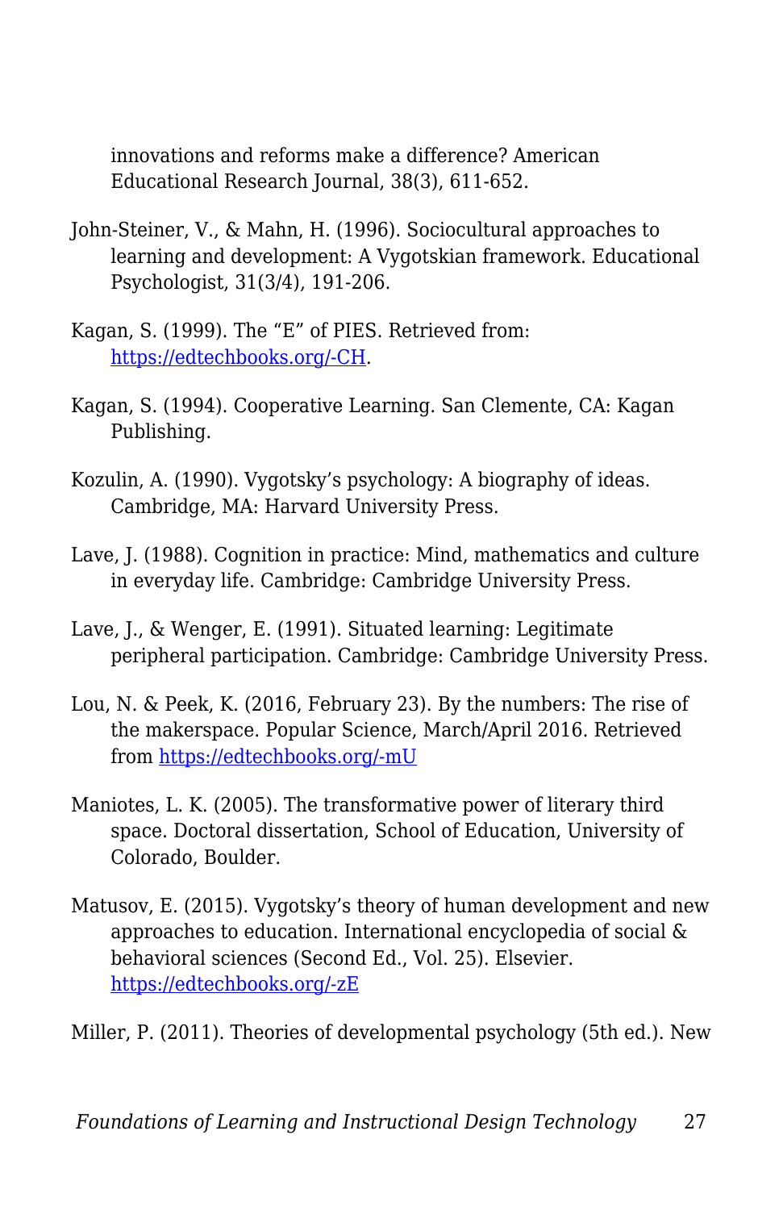innovations and reforms make a difference? American Educational Research Journal, 38(3), 611-652.

John-Steiner, V., & Mahn, H. (1996). Sociocultural approaches to learning and development: A Vygotskian framework. Educational Psychologist, 31(3/4), 191-206.

Kagan, S. (1999). The "E" of PIES. Retrieved from: [https://edtechbooks.org/-CH](https://edtechbooks.org/-CH).

Kagan, S. (1994). Cooperative Learning. San Clemente, CA: Kagan Publishing.

Kozulin, A. (1990). Vygotsky's psychology: A biography of ideas. Cambridge, MA: Harvard University Press.

Lave, J. (1988). Cognition in practice: Mind, mathematics and culture in everyday life. Cambridge: Cambridge University Press.

Lave, J., & Wenger, E. (1991). Situated learning: Legitimate peripheral participation. Cambridge: Cambridge University Press.

Lou, N. & Peek, K. (2016, February 23). By the numbers: The rise of the makerspace. Popular Science, March/April 2016. Retrieved from [https://edtechbooks.org/-mU](https://edtechbooks.org/-mU)

Maniotes, L. K. (2005). The transformative power of literary third space. Doctoral dissertation, School of Education, University of Colorado, Boulder.

Matusov, E. (2015). Vygotsky's theory of human development and new approaches to education. International encyclopedia of social & behavioral sciences (Second Ed., Vol. 25). Elsevier. [https://edtechbooks.org/-zE](https://edtechbooks.org/-zE)

Miller, P. (2011). Theories of developmental psychology (5th ed.). New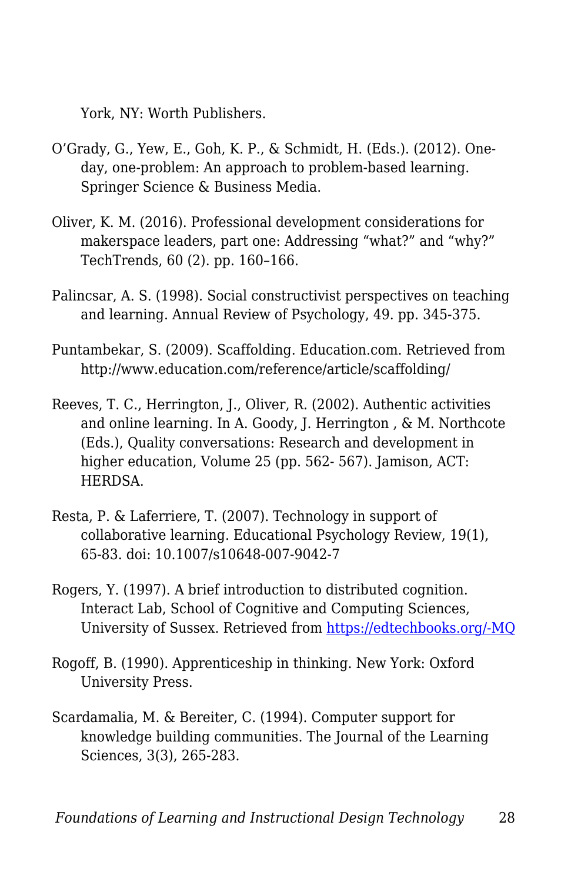York, NY: Worth Publishers.

O'Grady, G., Yew, E., Goh, K. P., & Schmidt, H. (Eds.). (2012). One-day, one-problem: An approach to problem-based learning. Springer Science & Business Media.

Oliver, K. M. (2016). Professional development considerations for makerspace leaders, part one: Addressing "what?" and "why?" TechTrends, 60 (2). pp. 160–166.

Palincsar, A. S. (1998). Social constructivist perspectives on teaching and learning. Annual Review of Psychology, 49. pp. 345-375.

Puntambekar, S. (2009). Scaffolding. Education.com. Retrieved from http://www.education.com/reference/article/scaffolding/

Reeves, T. C., Herrington, J., Oliver, R. (2002). Authentic activities and online learning. In A. Goody, J. Herrington , & M. Northcote (Eds.), Quality conversations: Research and development in higher education, Volume 25 (pp. 562- 567). Jamison, ACT: HERDSA.

Resta, P. & Laferriere, T. (2007). Technology in support of collaborative learning. Educational Psychology Review, 19(1), 65-83. doi: 10.1007/s10648-007-9042-7

Rogers, Y. (1997). A brief introduction to distributed cognition. Interact Lab, School of Cognitive and Computing Sciences, University of Sussex. Retrieved from [https://edtechbooks.org/-MQ](https://edtechbooks.org/-MQ)

Rogoff, B. (1990). Apprenticeship in thinking. New York: Oxford University Press.

Scardamalia, M. & Bereiter, C. (1994). Computer support for knowledge building communities. The Journal of the Learning Sciences, 3(3), 265-283.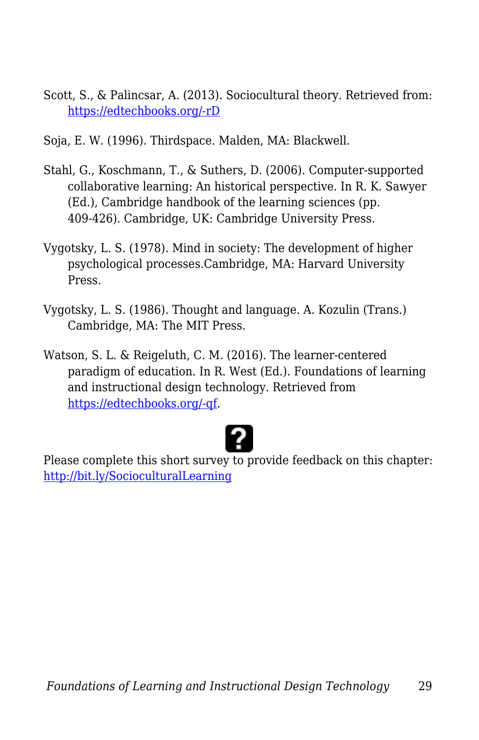Scott, S., & Palincsar, A. (2013). Sociocultural theory. Retrieved from: [https://edtechbooks.org/-rD](https://edtechbooks.org/-rD)

Soja, E. W. (1996). Thirdspace. Malden, MA: Blackwell.

Stahl, G., Koschmann, T., & Suthers, D. (2006). Computer-supported collaborative learning: An historical perspective. In R. K. Sawyer (Ed.), Cambridge handbook of the learning sciences (pp. 409-426). Cambridge, UK: Cambridge University Press.

Vygotsky, L. S. (1978). Mind in society: The development of higher psychological processes.Cambridge, MA: Harvard University Press.

Vygotsky, L. S. (1986). Thought and language. A. Kozulin (Trans.) Cambridge, MA: The MIT Press.

Watson, S. L. & Reigeluth, C. M. (2016). The learner-centered paradigm of education. In R. West (Ed.). Foundations of learning and instructional design technology. Retrieved from [https://edtechbooks.org/-qf](https://edtechbooks.org/-qf).

Please complete this short survey to provide feedback on this chapter: [http://bit.ly/SocioculturalLearning](http://bit.ly/SocioculturalLearning)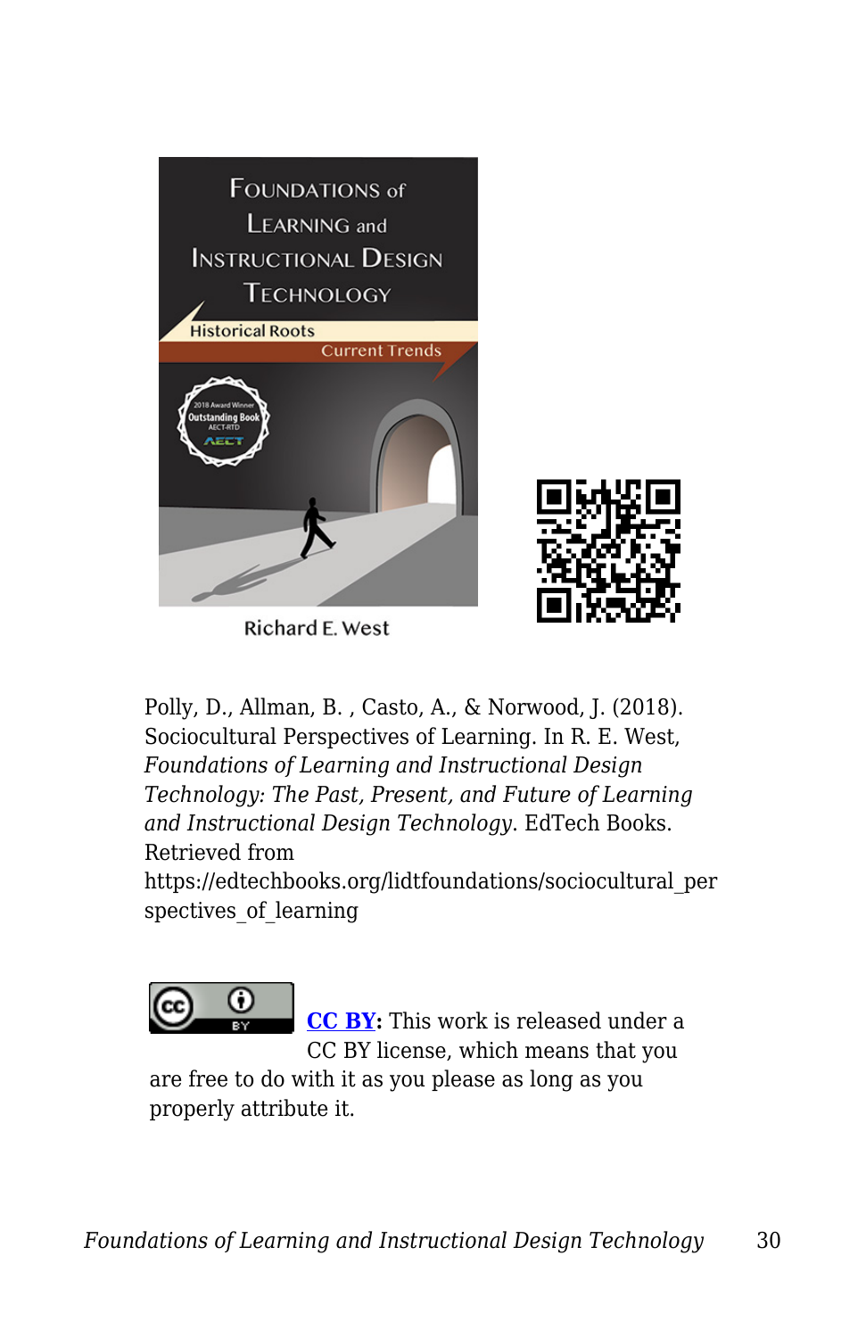Richard E. West

Polly, D., Allman, B. , Casto, A., & Norwood, J. (2018). Sociocultural Perspectives of Learning. In R. E. West, *Foundations of Learning and Instructional Design Technology: The Past, Present, and Future of Learning and Instructional Design Technology*. EdTech Books. Retrieved from https://edtechbooks.org/lidtfoundations/sociocultural_perspectives_of_learning

**CC BY:** This work is released under a CC BY license, which means that you are free to do with it as you please as long as you properly attribute it.